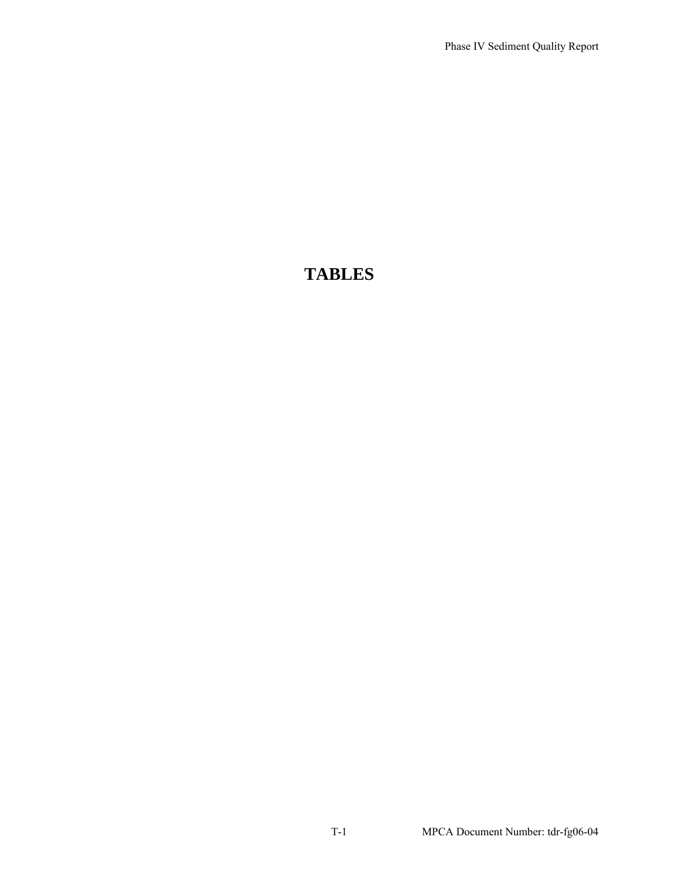# TABLES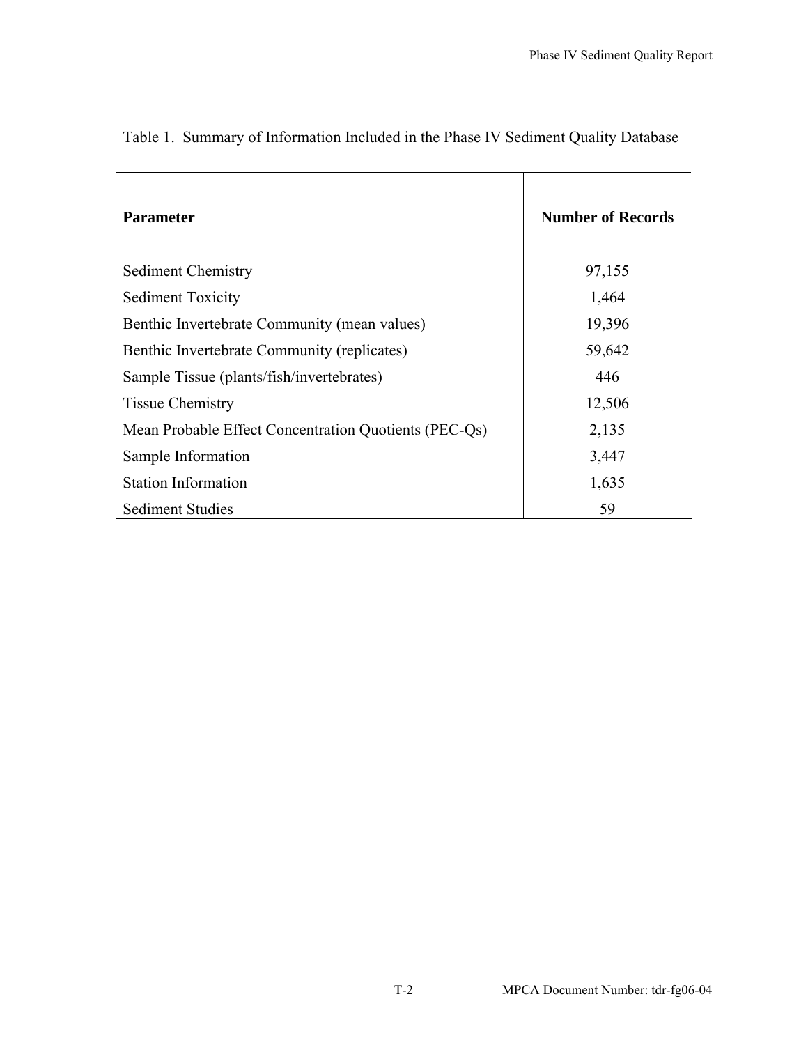Table 1. Summary of Information Included in the Phase IV Sediment Quality Database

| Parameter | Number of Records |
| --- | --- |
| Sediment Chemistry | 97,155 |
| Sediment Toxicity | 1,464 |
| Benthic Invertebrate Community (mean values) | 19,396 |
| Benthic Invertebrate Community (replicates) | 59,642 |
| Sample Tissue (plants/fish/invertebrates) | 446 |
| Tissue Chemistry | 12,506 |
| Mean Probable Effect Concentration Quotients (PEC-Qs) | 2,135 |
| Sample Information | 3,447 |
| Station Information | 1,635 |
| Sediment Studies | 59 |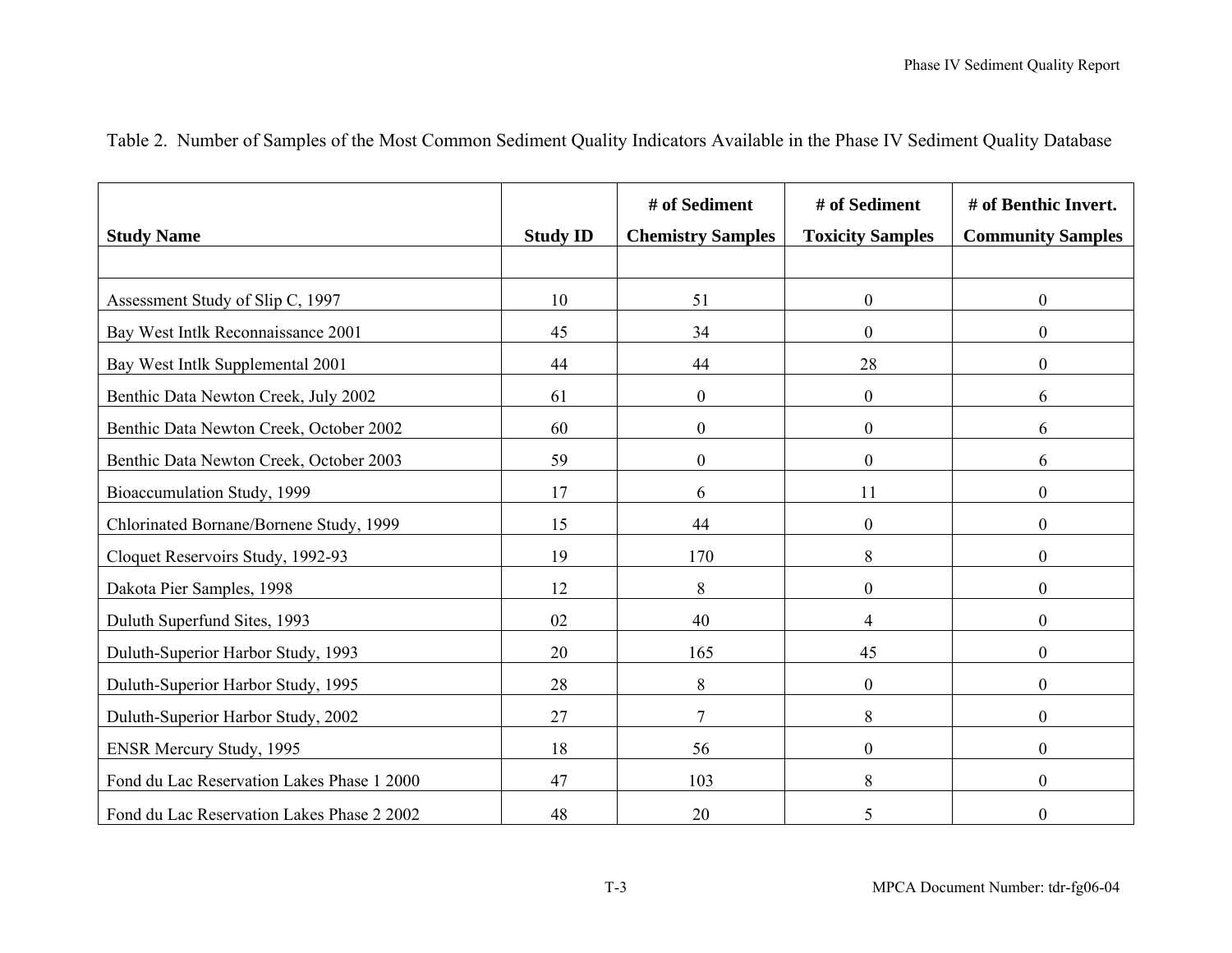Table 2. Number of Samples of the Most Common Sediment Quality Indicators Available in the Phase IV Sediment Quality Database

| Study Name | Study ID | # of Sediment Chemistry Samples | # of Sediment Toxicity Samples | # of Benthic Invert. Community Samples |
|---|---|---|---|---|
| | | | | |
| Assessment Study of Slip C, 1997 | 10 | 51 | 0 | 0 |
| Bay West Intlk Reconnaissance 2001 | 45 | 34 | 0 | 0 |
| Bay West Intlk Supplemental 2001 | 44 | 44 | 28 | 0 |
| Benthic Data Newton Creek, July 2002 | 61 | 0 | 0 | 6 |
| Benthic Data Newton Creek, October 2002 | 60 | 0 | 0 | 6 |
| Benthic Data Newton Creek, October 2003 | 59 | 0 | 0 | 6 |
| Bioaccumulation Study, 1999 | 17 | 6 | 11 | 0 |
| Chlorinated Bornane/Bornene Study, 1999 | 15 | 44 | 0 | 0 |
| Cloquet Reservoirs Study, 1992-93 | 19 | 170 | 8 | 0 |
| Dakota Pier Samples, 1998 | 12 | 8 | 0 | 0 |
| Duluth Superfund Sites, 1993 | 02 | 40 | 4 | 0 |
| Duluth-Superior Harbor Study, 1993 | 20 | 165 | 45 | 0 |
| Duluth-Superior Harbor Study, 1995 | 28 | 8 | 0 | 0 |
| Duluth-Superior Harbor Study, 2002 | 27 | 7 | 8 | 0 |
| ENSR Mercury Study, 1995 | 18 | 56 | 0 | 0 |
| Fond du Lac Reservation Lakes Phase 1 2000 | 47 | 103 | 8 | 0 |
| Fond du Lac Reservation Lakes Phase 2 2002 | 48 | 20 | 5 | 0 |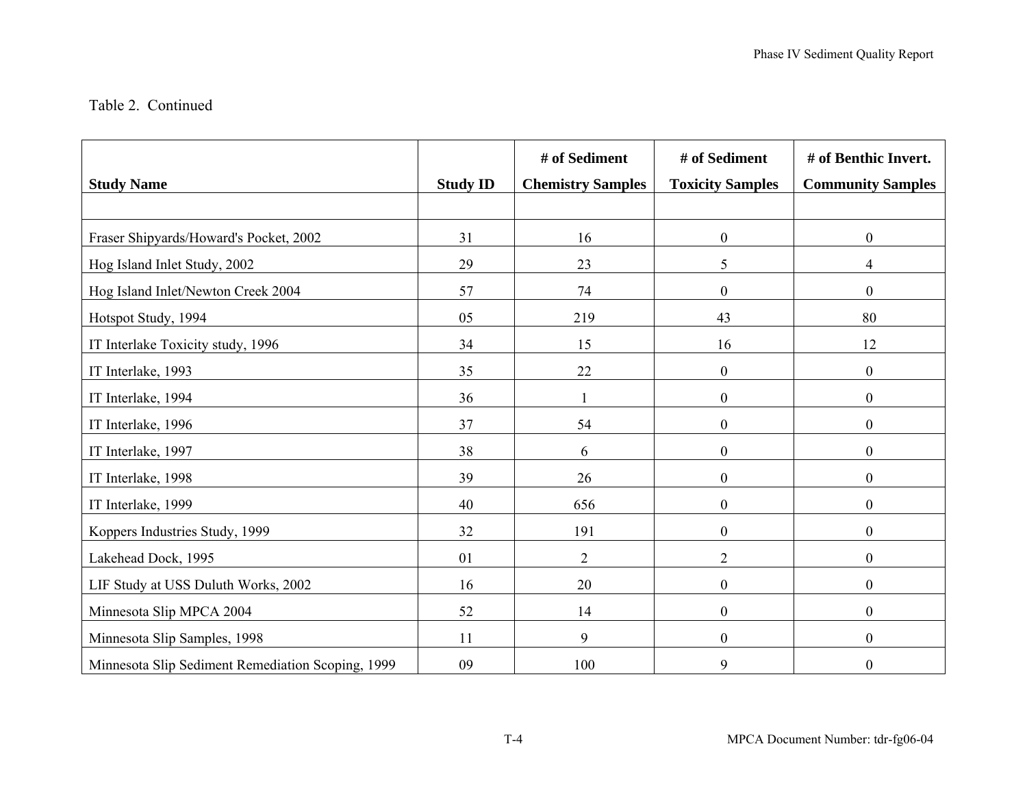Table 2. Continued

| Study Name | Study ID | # of Sediment Chemistry Samples | # of Sediment Toxicity Samples | # of Benthic Invert. Community Samples |
|---|---|---|---|---|
| | | | | |
| Fraser Shipyards/Howard's Pocket, 2002 | 31 | 16 | 0 | 0 |
| Hog Island Inlet Study, 2002 | 29 | 23 | 5 | 4 |
| Hog Island Inlet/Newton Creek 2004 | 57 | 74 | 0 | 0 |
| Hotspot Study, 1994 | 05 | 219 | 43 | 80 |
| IT Interlake Toxicity study, 1996 | 34 | 15 | 16 | 12 |
| IT Interlake, 1993 | 35 | 22 | 0 | 0 |
| IT Interlake, 1994 | 36 | 1 | 0 | 0 |
| IT Interlake, 1996 | 37 | 54 | 0 | 0 |
| IT Interlake, 1997 | 38 | 6 | 0 | 0 |
| IT Interlake, 1998 | 39 | 26 | 0 | 0 |
| IT Interlake, 1999 | 40 | 656 | 0 | 0 |
| Koppers Industries Study, 1999 | 32 | 191 | 0 | 0 |
| Lakehead Dock, 1995 | 01 | 2 | 2 | 0 |
| LIF Study at USS Duluth Works, 2002 | 16 | 20 | 0 | 0 |
| Minnesota Slip MPCA 2004 | 52 | 14 | 0 | 0 |
| Minnesota Slip Samples, 1998 | 11 | 9 | 0 | 0 |
| Minnesota Slip Sediment Remediation Scoping, 1999 | 09 | 100 | 9 | 0 |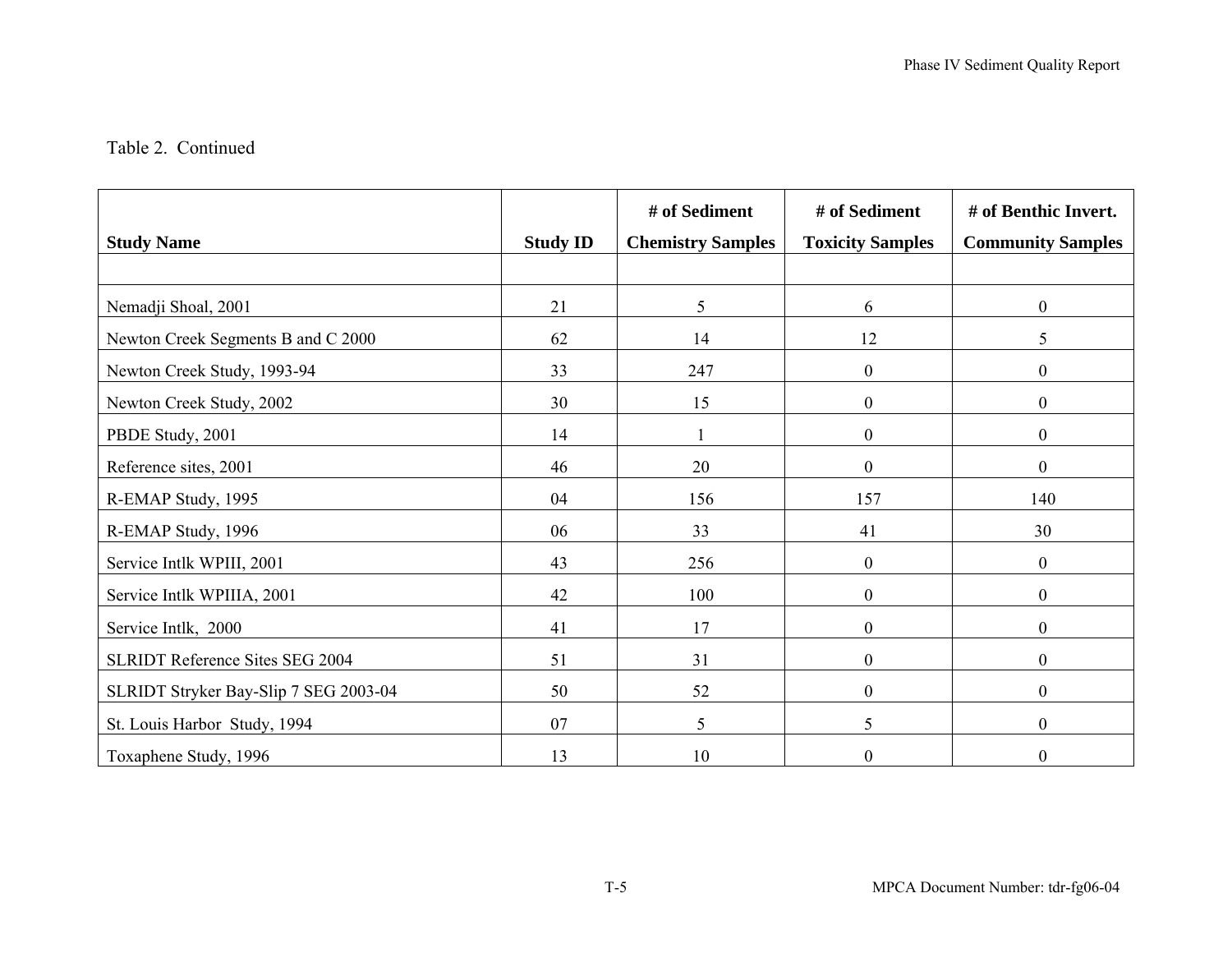Table 2. Continued

| Study Name | Study ID | # of Sediment Chemistry Samples | # of Sediment Toxicity Samples | # of Benthic Invert. Community Samples |
|---|---|---|---|---|
| | | | | |
| Nemadji Shoal, 2001 | 21 | 5 | 6 | 0 |
| Newton Creek Segments B and C 2000 | 62 | 14 | 12 | 5 |
| Newton Creek Study, 1993-94 | 33 | 247 | 0 | 0 |
| Newton Creek Study, 2002 | 30 | 15 | 0 | 0 |
| PBDE Study, 2001 | 14 | 1 | 0 | 0 |
| Reference sites, 2001 | 46 | 20 | 0 | 0 |
| R-EMAP Study, 1995 | 04 | 156 | 157 | 140 |
| R-EMAP Study, 1996 | 06 | 33 | 41 | 30 |
| Service Intlk WPIII, 2001 | 43 | 256 | 0 | 0 |
| Service Intlk WPIIIA, 2001 | 42 | 100 | 0 | 0 |
| Service Intlk, 2000 | 41 | 17 | 0 | 0 |
| SLRIDT Reference Sites SEG 2004 | 51 | 31 | 0 | 0 |
| SLRIDT Stryker Bay-Slip 7 SEG 2003-04 | 50 | 52 | 0 | 0 |
| St. Louis Harbor Study, 1994 | 07 | 5 | 5 | 0 |
| Toxaphene Study, 1996 | 13 | 10 | 0 | 0 |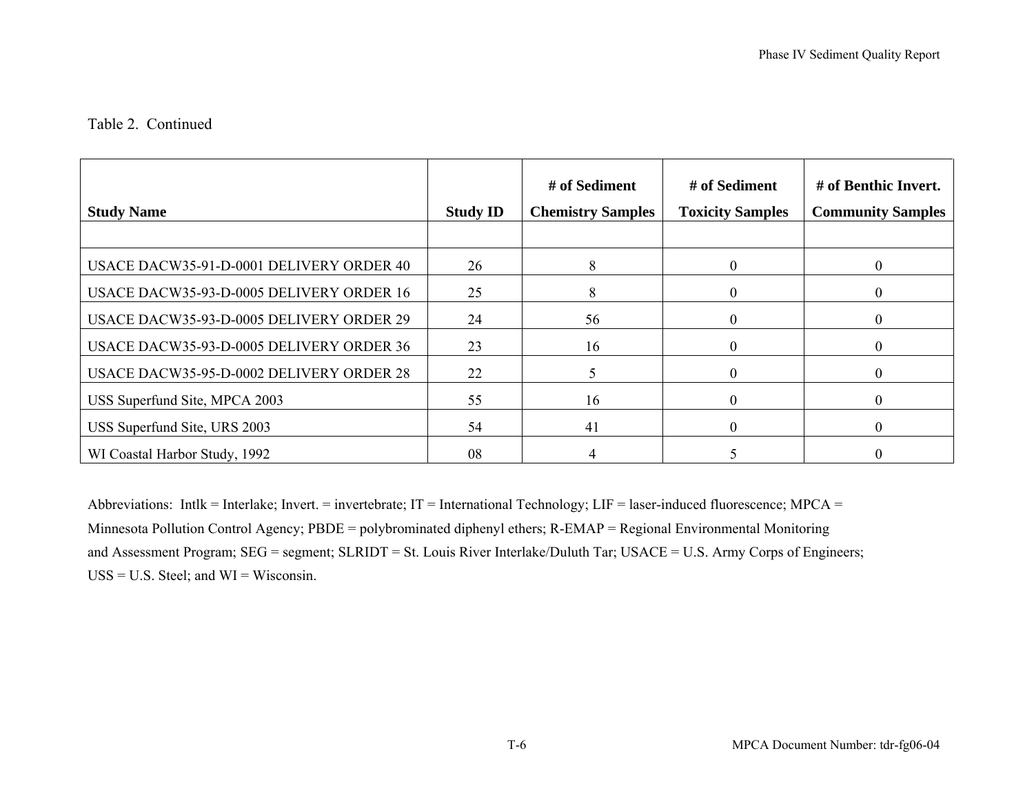Table 2. Continued

| Study Name | Study ID | # of Sediment Chemistry Samples | # of Sediment Toxicity Samples | # of Benthic Invert. Community Samples |
|---|---|---|---|---|
| | | | | |
| USACE DACW35-91-D-0001 DELIVERY ORDER 40 | 26 | 8 | 0 | 0 |
| USACE DACW35-93-D-0005 DELIVERY ORDER 16 | 25 | 8 | 0 | 0 |
| USACE DACW35-93-D-0005 DELIVERY ORDER 29 | 24 | 56 | 0 | 0 |
| USACE DACW35-93-D-0005 DELIVERY ORDER 36 | 23 | 16 | 0 | 0 |
| USACE DACW35-95-D-0002 DELIVERY ORDER 28 | 22 | 5 | 0 | 0 |
| USS Superfund Site, MPCA 2003 | 55 | 16 | 0 | 0 |
| USS Superfund Site, URS 2003 | 54 | 41 | 0 | 0 |
| WI Coastal Harbor Study, 1992 | 08 | 4 | 5 | 0 |

Abbreviations: Intlk = Interlake; Invert. = invertebrate; IT = International Technology; LIF = laser-induced fluorescence; MPCA = Minnesota Pollution Control Agency; PBDE = polybrominated diphenyl ethers; R-EMAP = Regional Environmental Monitoring and Assessment Program; SEG = segment; SLRIDT = St. Louis River Interlake/Duluth Tar; USACE = U.S. Army Corps of Engineers; USS = U.S. Steel; and WI = Wisconsin.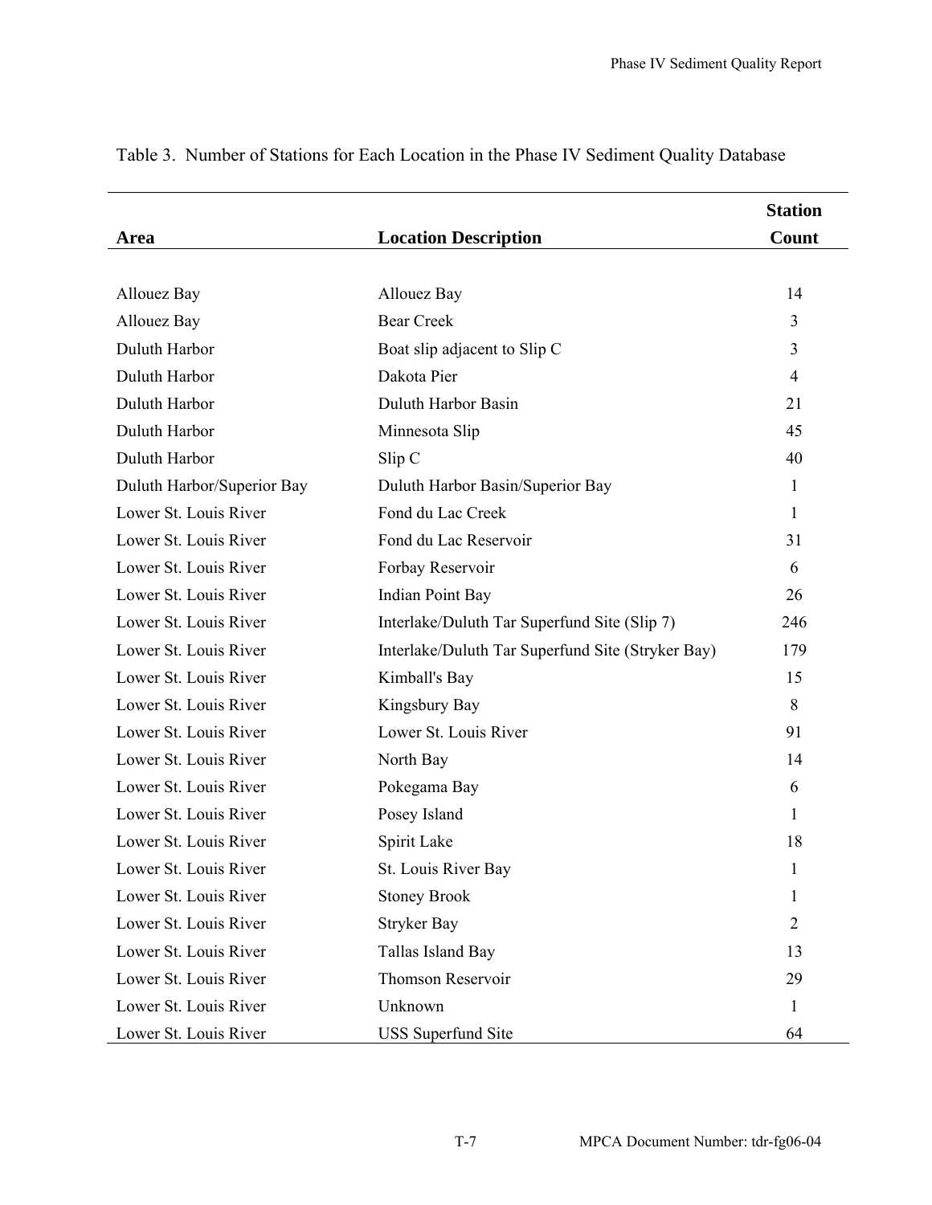Table 3. Number of Stations for Each Location in the Phase IV Sediment Quality Database

| Area | Location Description | Station Count |
|---|---|---|
| Allouez Bay | Allouez Bay | 14 |
| Allouez Bay | Bear Creek | 3 |
| Duluth Harbor | Boat slip adjacent to Slip C | 3 |
| Duluth Harbor | Dakota Pier | 4 |
| Duluth Harbor | Duluth Harbor Basin | 21 |
| Duluth Harbor | Minnesota Slip | 45 |
| Duluth Harbor | Slip C | 40 |
| Duluth Harbor/Superior Bay | Duluth Harbor Basin/Superior Bay | 1 |
| Lower St. Louis River | Fond du Lac Creek | 1 |
| Lower St. Louis River | Fond du Lac Reservoir | 31 |
| Lower St. Louis River | Forbay Reservoir | 6 |
| Lower St. Louis River | Indian Point Bay | 26 |
| Lower St. Louis River | Interlake/Duluth Tar Superfund Site (Slip 7) | 246 |
| Lower St. Louis River | Interlake/Duluth Tar Superfund Site (Stryker Bay) | 179 |
| Lower St. Louis River | Kimball's Bay | 15 |
| Lower St. Louis River | Kingsbury Bay | 8 |
| Lower St. Louis River | Lower St. Louis River | 91 |
| Lower St. Louis River | North Bay | 14 |
| Lower St. Louis River | Pokegama Bay | 6 |
| Lower St. Louis River | Posey Island | 1 |
| Lower St. Louis River | Spirit Lake | 18 |
| Lower St. Louis River | St. Louis River Bay | 1 |
| Lower St. Louis River | Stoney Brook | 1 |
| Lower St. Louis River | Stryker Bay | 2 |
| Lower St. Louis River | Tallas Island Bay | 13 |
| Lower St. Louis River | Thomson Reservoir | 29 |
| Lower St. Louis River | Unknown | 1 |
| Lower St. Louis River | USS Superfund Site | 64 |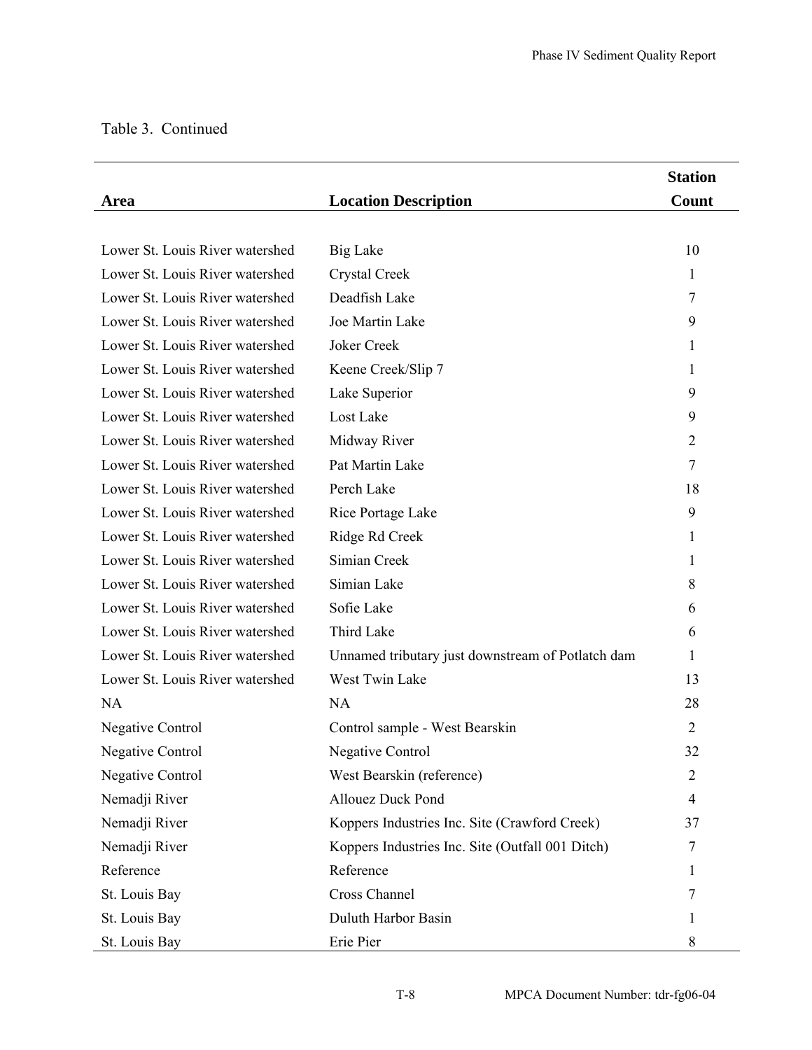Table 3. Continued

| Area | Location Description | Station Count |
|---|---|---|
| Lower St. Louis River watershed | Big Lake | 10 |
| Lower St. Louis River watershed | Crystal Creek | 1 |
| Lower St. Louis River watershed | Deadfish Lake | 7 |
| Lower St. Louis River watershed | Joe Martin Lake | 9 |
| Lower St. Louis River watershed | Joker Creek | 1 |
| Lower St. Louis River watershed | Keene Creek/Slip 7 | 1 |
| Lower St. Louis River watershed | Lake Superior | 9 |
| Lower St. Louis River watershed | Lost Lake | 9 |
| Lower St. Louis River watershed | Midway River | 2 |
| Lower St. Louis River watershed | Pat Martin Lake | 7 |
| Lower St. Louis River watershed | Perch Lake | 18 |
| Lower St. Louis River watershed | Rice Portage Lake | 9 |
| Lower St. Louis River watershed | Ridge Rd Creek | 1 |
| Lower St. Louis River watershed | Simian Creek | 1 |
| Lower St. Louis River watershed | Simian Lake | 8 |
| Lower St. Louis River watershed | Sofie Lake | 6 |
| Lower St. Louis River watershed | Third Lake | 6 |
| Lower St. Louis River watershed | Unnamed tributary just downstream of Potlatch dam | 1 |
| Lower St. Louis River watershed | West Twin Lake | 13 |
| NA | NA | 28 |
| Negative Control | Control sample - West Bearskin | 2 |
| Negative Control | Negative Control | 32 |
| Negative Control | West Bearskin (reference) | 2 |
| Nemadji River | Allouez Duck Pond | 4 |
| Nemadji River | Koppers Industries Inc. Site (Crawford Creek) | 37 |
| Nemadji River | Koppers Industries Inc. Site (Outfall 001 Ditch) | 7 |
| Reference | Reference | 1 |
| St. Louis Bay | Cross Channel | 7 |
| St. Louis Bay | Duluth Harbor Basin | 1 |
| St. Louis Bay | Erie Pier | 8 |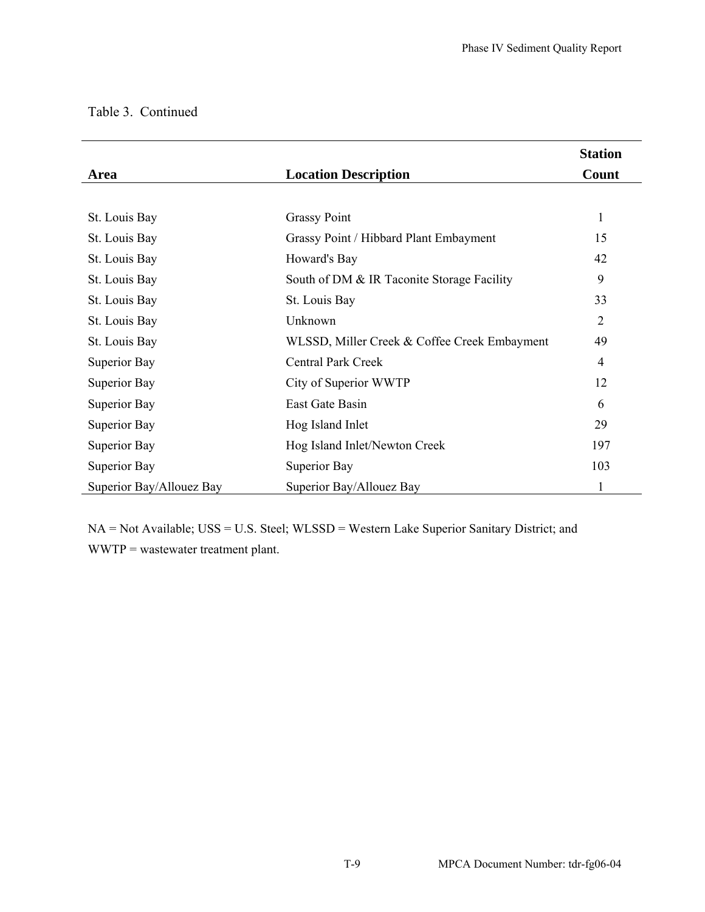Table 3. Continued

| Area | Location Description | Station Count |
|---|---|---|
| St. Louis Bay | Grassy Point | 1 |
| St. Louis Bay | Grassy Point / Hibbard Plant Embayment | 15 |
| St. Louis Bay | Howard's Bay | 42 |
| St. Louis Bay | South of DM & IR Taconite Storage Facility | 9 |
| St. Louis Bay | St. Louis Bay | 33 |
| St. Louis Bay | Unknown | 2 |
| St. Louis Bay | WLSSD, Miller Creek & Coffee Creek Embayment | 49 |
| Superior Bay | Central Park Creek | 4 |
| Superior Bay | City of Superior WWTP | 12 |
| Superior Bay | East Gate Basin | 6 |
| Superior Bay | Hog Island Inlet | 29 |
| Superior Bay | Hog Island Inlet/Newton Creek | 197 |
| Superior Bay | Superior Bay | 103 |
| Superior Bay/Allouez Bay | Superior Bay/Allouez Bay | 1 |

NA = Not Available; USS = U.S. Steel; WLSSD = Western Lake Superior Sanitary District; and WWTP = wastewater treatment plant.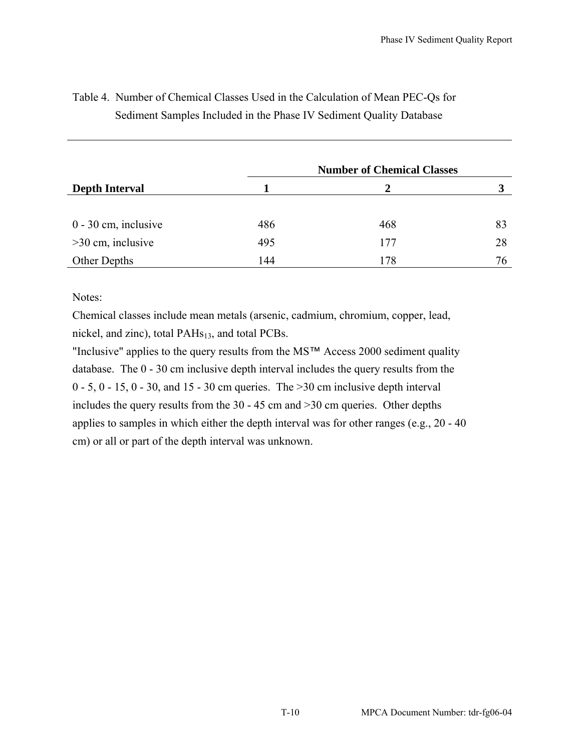Table 4. Number of Chemical Classes Used in the Calculation of Mean PEC-Qs for Sediment Samples Included in the Phase IV Sediment Quality Database

| | Number of Chemical Classes | | |
|---|---|---|---|
| **Depth Interval** | **1** | **2** | **3** |
| 0 - 30 cm, inclusive | 486 | 468 | 83 |
| >30 cm, inclusive | 495 | 177 | 28 |
| Other Depths | 144 | 178 | 76 |

Notes:

Chemical classes include mean metals (arsenic, cadmium, chromium, copper, lead, nickel, and zinc), total $PAHs_{13}$, and total PCBs.

"Inclusive" applies to the query results from the MS™ Access 2000 sediment quality database. The 0 - 30 cm inclusive depth interval includes the query results from the 0 - 5, 0 - 15, 0 - 30, and 15 - 30 cm queries. The >30 cm inclusive depth interval includes the query results from the 30 - 45 cm and >30 cm queries. Other depths applies to samples in which either the depth interval was for other ranges (e.g., 20 - 40 cm) or all or part of the depth interval was unknown.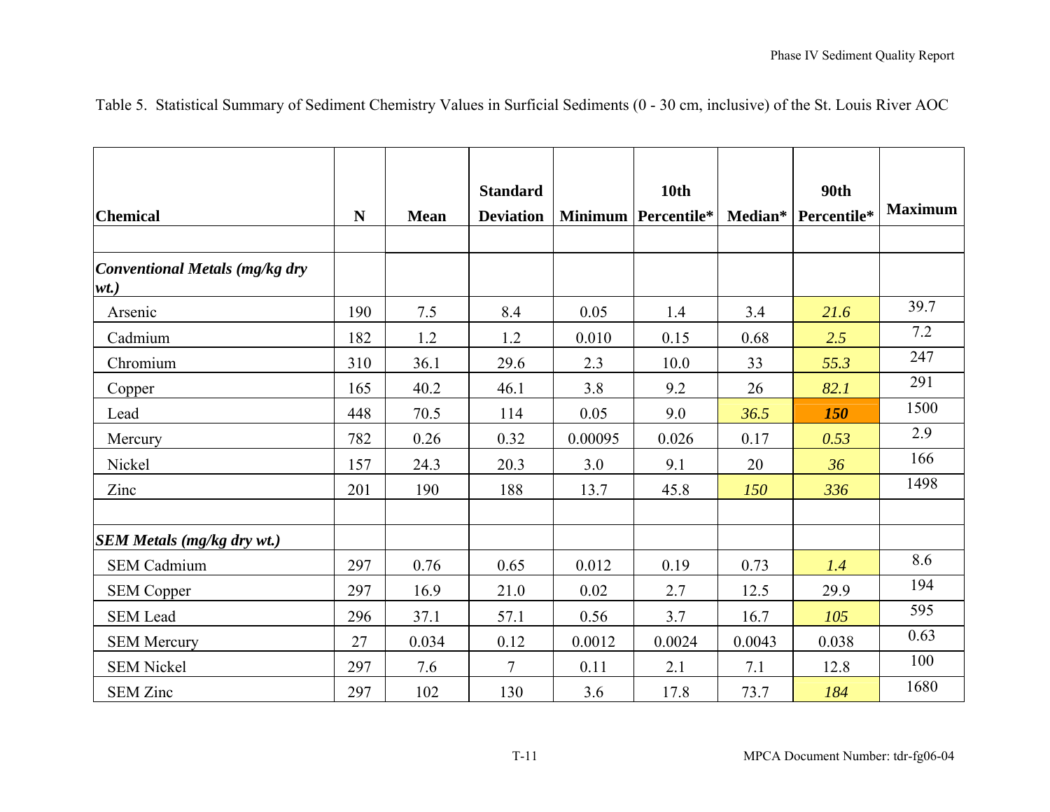Table 5. Statistical Summary of Sediment Chemistry Values in Surficial Sediments (0 - 30 cm, inclusive) of the St. Louis River AOC

| Chemical | N | Mean | Standard Deviation | Minimum | 10th Percentile* | Median* | 90th Percentile* | Maximum |
|---|---|---|---|---|---|---|---|---|
| | | | | | | | | |
| ***Conventional Metals (mg/kg dry wt.)*** | | | | | | | | |
| Arsenic | 190 | 7.5 | 8.4 | 0.05 | 1.4 | 3.4 | *21.6* | 39.7 |
| Cadmium | 182 | 1.2 | 1.2 | 0.010 | 0.15 | 0.68 | *2.5* | 7.2 |
| Chromium | 310 | 36.1 | 29.6 | 2.3 | 10.0 | 33 | *55.3* | 247 |
| Copper | 165 | 40.2 | 46.1 | 3.8 | 9.2 | 26 | *82.1* | 291 |
| Lead | 448 | 70.5 | 114 | 0.05 | 9.0 | *36.5* | ***150*** | 1500 |
| Mercury | 782 | 0.26 | 0.32 | 0.00095 | 0.026 | 0.17 | *0.53* | 2.9 |
| Nickel | 157 | 24.3 | 20.3 | 3.0 | 9.1 | 20 | *36* | 166 |
| Zinc | 201 | 190 | 188 | 13.7 | 45.8 | *150* | *336* | 1498 |
| | | | | | | | | |
| ***SEM Metals (mg/kg dry wt.)*** | | | | | | | | |
| SEM Cadmium | 297 | 0.76 | 0.65 | 0.012 | 0.19 | 0.73 | *1.4* | 8.6 |
| SEM Copper | 297 | 16.9 | 21.0 | 0.02 | 2.7 | 12.5 | 29.9 | 194 |
| SEM Lead | 296 | 37.1 | 57.1 | 0.56 | 3.7 | 16.7 | *105* | 595 |
| SEM Mercury | 27 | 0.034 | 0.12 | 0.0012 | 0.0024 | 0.0043 | 0.038 | 0.63 |
| SEM Nickel | 297 | 7.6 | 7 | 0.11 | 2.1 | 7.1 | 12.8 | 100 |
| SEM Zinc | 297 | 102 | 130 | 3.6 | 17.8 | 73.7 | *184* | 1680 |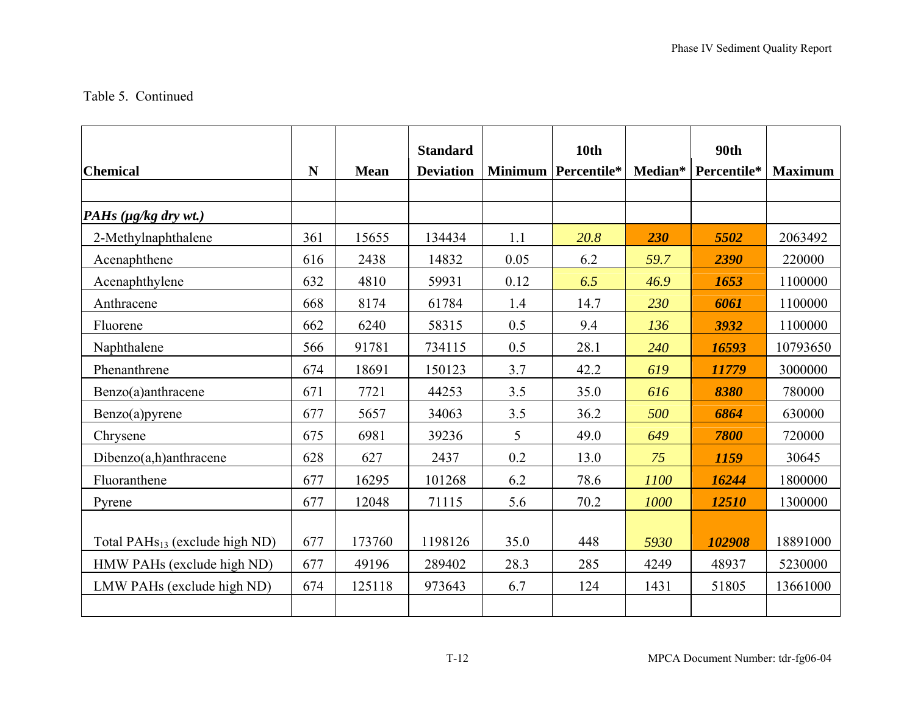Table 5. Continued

| Chemical | N | Mean | Standard Deviation | Minimum | 10th Percentile* | Median* | 90th Percentile* | Maximum |
|---|---|---|---|---|---|---|---|---|
| | | | | | | | | |
| ***PAHs (µg/kg dry wt.)*** | | | | | | | | |
| 2-Methylnaphthalene | 361 | 15655 | 134434 | 1.1 | *20.8* | ***230*** | ***5502*** | 2063492 |
| Acenaphthene | 616 | 2438 | 14832 | 0.05 | 6.2 | *59.7* | ***2390*** | 220000 |
| Acenaphthylene | 632 | 4810 | 59931 | 0.12 | *6.5* | *46.9* | ***1653*** | 1100000 |
| Anthracene | 668 | 8174 | 61784 | 1.4 | 14.7 | *230* | ***6061*** | 1100000 |
| Fluorene | 662 | 6240 | 58315 | 0.5 | 9.4 | *136* | ***3932*** | 1100000 |
| Naphthalene | 566 | 91781 | 734115 | 0.5 | 28.1 | *240* | ***16593*** | 10793650 |
| Phenanthrene | 674 | 18691 | 150123 | 3.7 | 42.2 | *619* | ***11779*** | 3000000 |
| Benzo(a)anthracene | 671 | 7721 | 44253 | 3.5 | 35.0 | *616* | ***8380*** | 780000 |
| Benzo(a)pyrene | 677 | 5657 | 34063 | 3.5 | 36.2 | *500* | ***6864*** | 630000 |
| Chrysene | 675 | 6981 | 39236 | 5 | 49.0 | *649* | ***7800*** | 720000 |
| Dibenzo(a,h)anthracene | 628 | 627 | 2437 | 0.2 | 13.0 | *75* | ***1159*** | 30645 |
| Fluoranthene | 677 | 16295 | 101268 | 6.2 | 78.6 | *1100* | ***16244*** | 1800000 |
| Pyrene | 677 | 12048 | 71115 | 5.6 | 70.2 | *1000* | ***12510*** | 1300000 |
| Total $PAHs_{13}$ (exclude high ND) | 677 | 173760 | 1198126 | 35.0 | 448 | *5930* | ***102908*** | 18891000 |
| HMW PAHs (exclude high ND) | 677 | 49196 | 289402 | 28.3 | 285 | 4249 | 48937 | 5230000 |
| LMW PAHs (exclude high ND) | 674 | 125118 | 973643 | 6.7 | 124 | 1431 | 51805 | 13661000 |
| | | | | | | | | |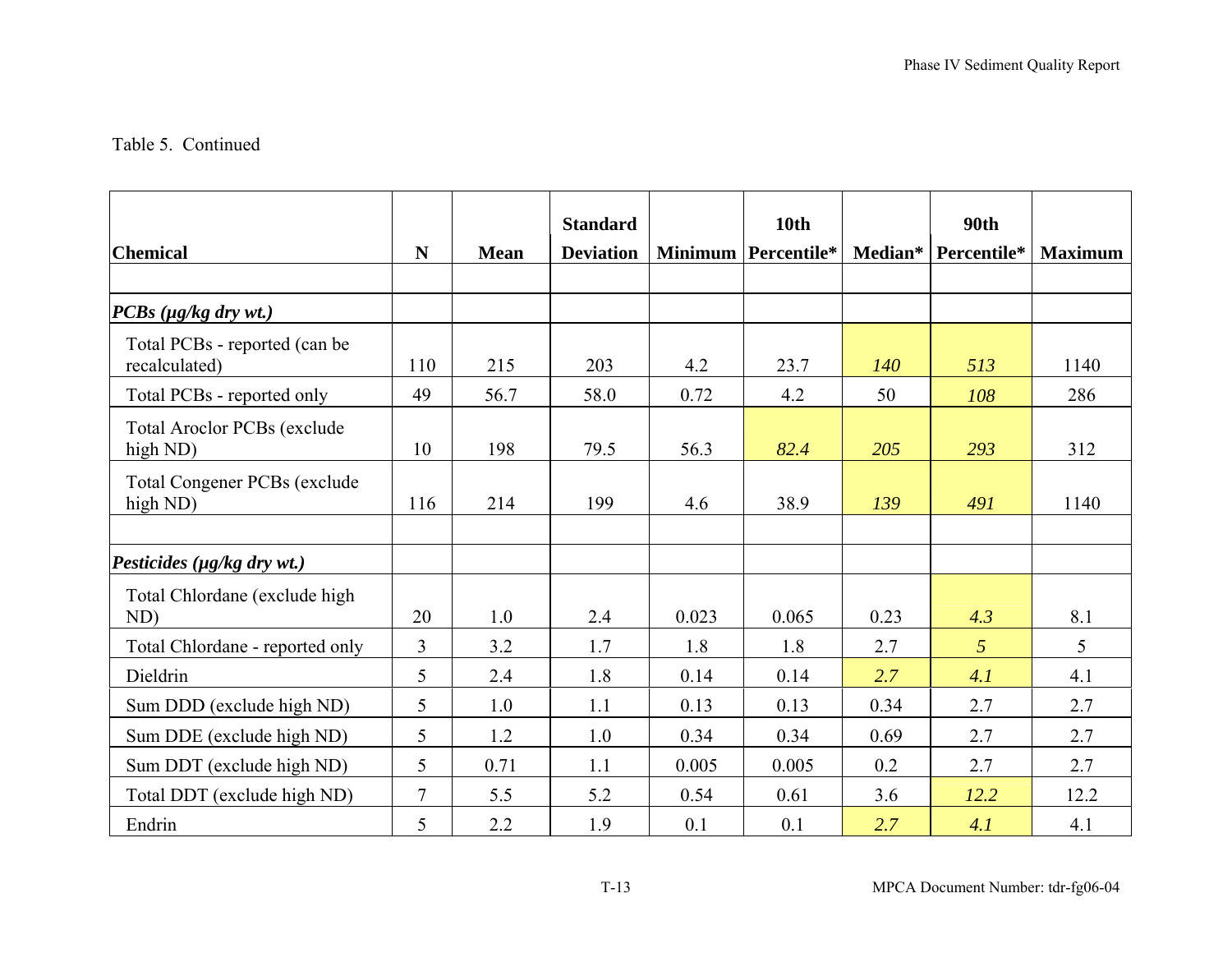Table 5. Continued

| Chemical | N | Mean | Standard Deviation | Minimum | 10th Percentile* | Median* | 90th Percentile* | Maximum |
|---|---|---|---|---|---|---|---|---|
| | | | | | | | | |
| ***PCBs (µg/kg dry wt.)*** | | | | | | | | |
| Total PCBs - reported (can be recalculated) | 110 | 215 | 203 | 4.2 | 23.7 | *140* | *513* | 1140 |
| Total PCBs - reported only | 49 | 56.7 | 58.0 | 0.72 | 4.2 | 50 | *108* | 286 |
| Total Aroclor PCBs (exclude high ND) | 10 | 198 | 79.5 | 56.3 | *82.4* | *205* | *293* | 312 |
| Total Congener PCBs (exclude high ND) | 116 | 214 | 199 | 4.6 | 38.9 | *139* | *491* | 1140 |
| | | | | | | | | |
| ***Pesticides (µg/kg dry wt.)*** | | | | | | | | |
| Total Chlordane (exclude high ND) | 20 | 1.0 | 2.4 | 0.023 | 0.065 | 0.23 | *4.3* | 8.1 |
| Total Chlordane - reported only | 3 | 3.2 | 1.7 | 1.8 | 1.8 | 2.7 | *5* | 5 |
| Dieldrin | 5 | 2.4 | 1.8 | 0.14 | 0.14 | *2.7* | *4.1* | 4.1 |
| Sum DDD (exclude high ND) | 5 | 1.0 | 1.1 | 0.13 | 0.13 | 0.34 | 2.7 | 2.7 |
| Sum DDE (exclude high ND) | 5 | 1.2 | 1.0 | 0.34 | 0.34 | 0.69 | 2.7 | 2.7 |
| Sum DDT (exclude high ND) | 5 | 0.71 | 1.1 | 0.005 | 0.005 | 0.2 | 2.7 | 2.7 |
| Total DDT (exclude high ND) | 7 | 5.5 | 5.2 | 0.54 | 0.61 | 3.6 | *12.2* | 12.2 |
| Endrin | 5 | 2.2 | 1.9 | 0.1 | 0.1 | *2.7* | *4.1* | 4.1 |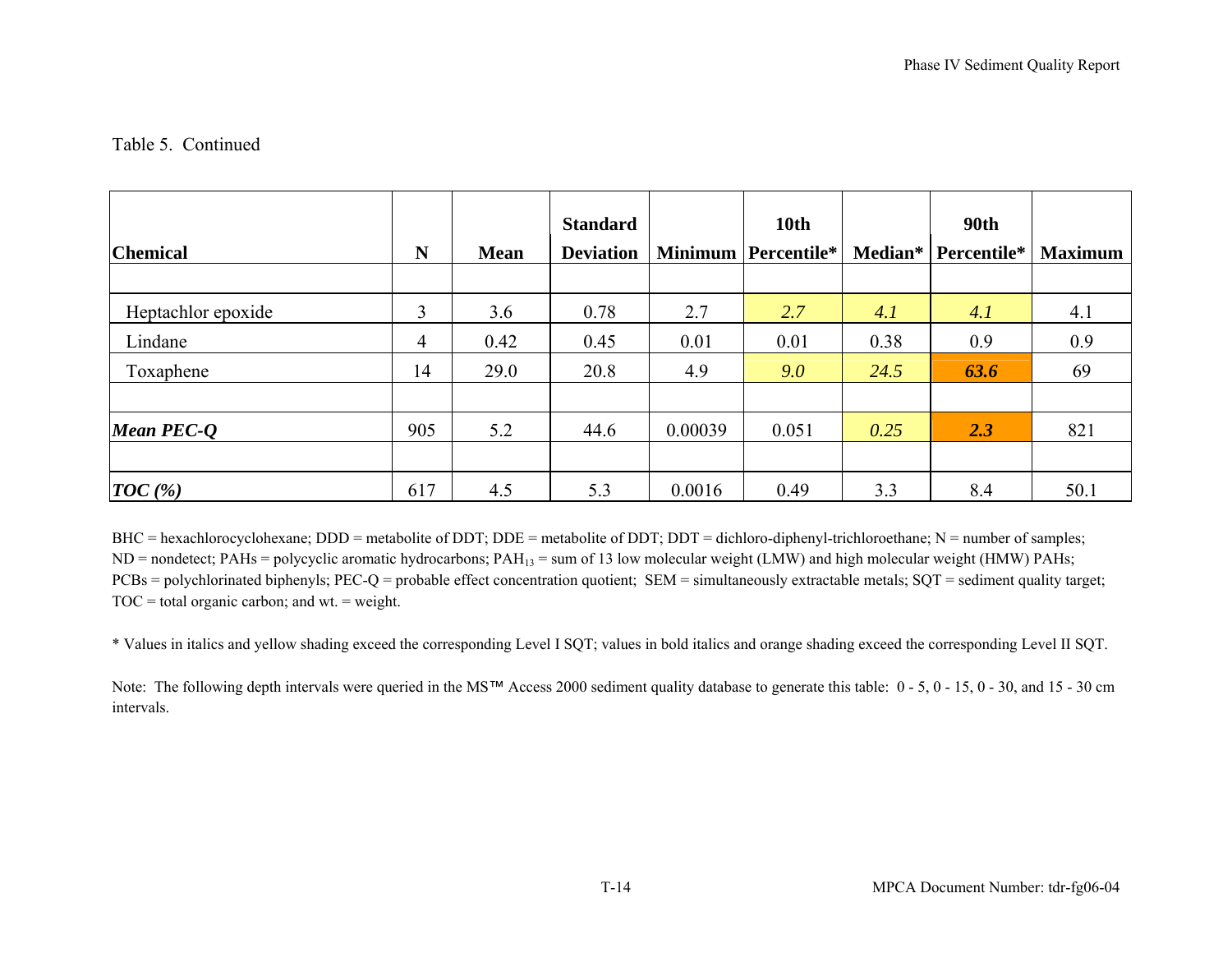Table 5. Continued

| Chemical | N | Mean | Standard Deviation | Minimum | 10th Percentile* | Median* | 90th Percentile* | Maximum |
|---|---|---|---|---|---|---|---|---|
| | | | | | | | | |
| Heptachlor epoxide | 3 | 3.6 | 0.78 | 2.7 | *2.7* | *4.1* | *4.1* | 4.1 |
| Lindane | 4 | 0.42 | 0.45 | 0.01 | 0.01 | 0.38 | 0.9 | 0.9 |
| Toxaphene | 14 | 29.0 | 20.8 | 4.9 | *9.0* | *24.5* | ***63.6*** | 69 |
| | | | | | | | | |
| ***Mean PEC-Q*** | 905 | 5.2 | 44.6 | 0.00039 | 0.051 | *0.25* | ***2.3*** | 821 |
| | | | | | | | | |
| ***TOC (%)*** | 617 | 4.5 | 5.3 | 0.0016 | 0.49 | 3.3 | 8.4 | 50.1 |

BHC = hexachlorocyclohexane; DDD = metabolite of DDT; DDE = metabolite of DDT; DDT = dichloro-diphenyl-trichloroethane; N = number of samples; ND = nondetect; PAHs = polycyclic aromatic hydrocarbons; $PAH_{13}$ = sum of 13 low molecular weight (LMW) and high molecular weight (HMW) PAHs; PCBs = polychlorinated biphenyls; PEC-Q = probable effect concentration quotient; SEM = simultaneously extractable metals; SQT = sediment quality target; TOC = total organic carbon; and wt. = weight.

\* Values in italics and yellow shading exceed the corresponding Level I SQT; values in bold italics and orange shading exceed the corresponding Level II SQT.

Note: The following depth intervals were queried in the MS™ Access 2000 sediment quality database to generate this table: 0 - 5, 0 - 15, 0 - 30, and 15 - 30 cm intervals.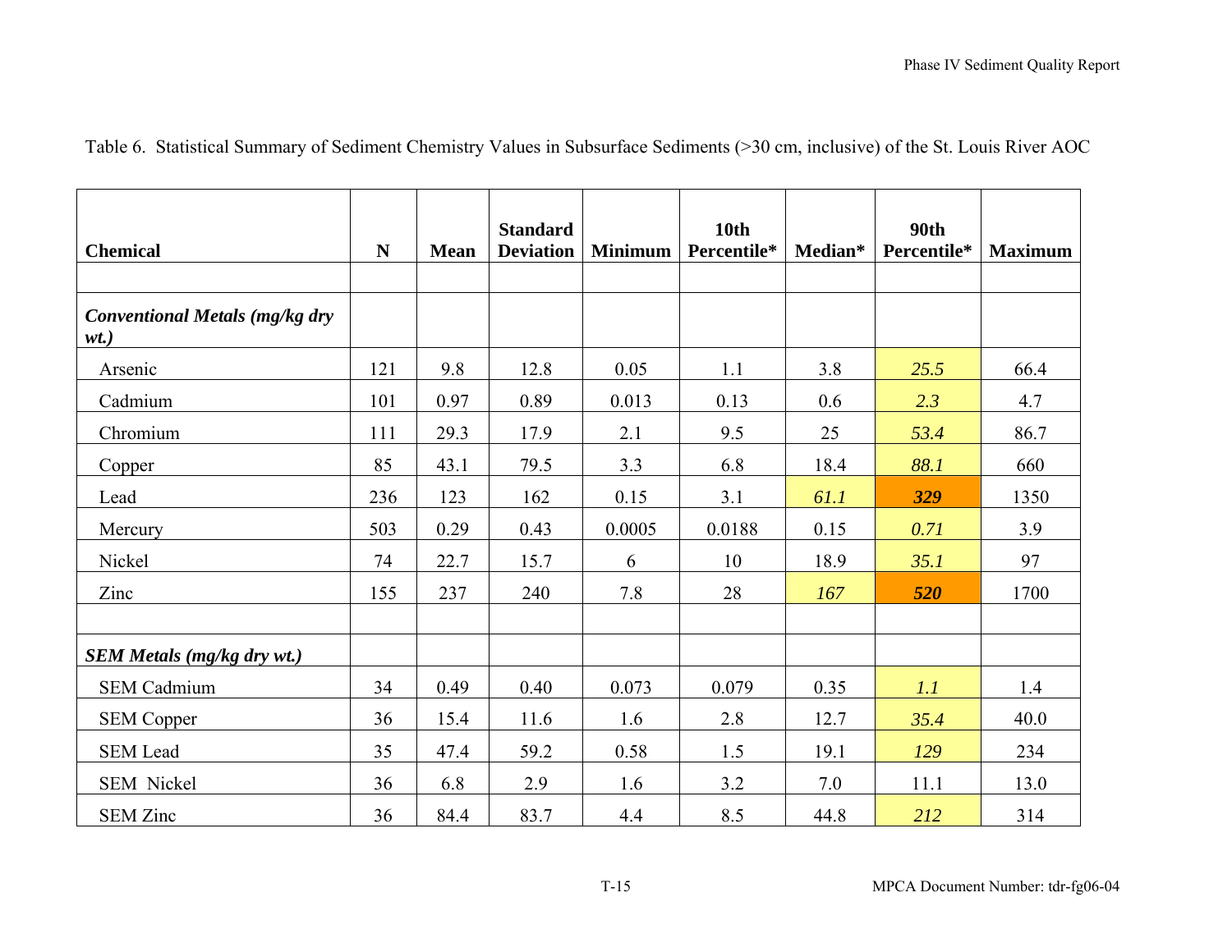Table 6. Statistical Summary of Sediment Chemistry Values in Subsurface Sediments (>30 cm, inclusive) of the St. Louis River AOC

| Chemical | N | Mean | Standard Deviation | Minimum | 10th Percentile* | Median* | 90th Percentile* | Maximum |
|---|---|---|---|---|---|---|---|---|
| | | | | | | | | |
| ***Conventional Metals (mg/kg dry wt.)*** | | | | | | | | |
| Arsenic | 121 | 9.8 | 12.8 | 0.05 | 1.1 | 3.8 | *25.5* | 66.4 |
| Cadmium | 101 | 0.97 | 0.89 | 0.013 | 0.13 | 0.6 | *2.3* | 4.7 |
| Chromium | 111 | 29.3 | 17.9 | 2.1 | 9.5 | 25 | *53.4* | 86.7 |
| Copper | 85 | 43.1 | 79.5 | 3.3 | 6.8 | 18.4 | *88.1* | 660 |
| Lead | 236 | 123 | 162 | 0.15 | 3.1 | *61.1* | ***329*** | 1350 |
| Mercury | 503 | 0.29 | 0.43 | 0.0005 | 0.0188 | 0.15 | *0.71* | 3.9 |
| Nickel | 74 | 22.7 | 15.7 | 6 | 10 | 18.9 | *35.1* | 97 |
| Zinc | 155 | 237 | 240 | 7.8 | 28 | *167* | ***520*** | 1700 |
| | | | | | | | | |
| ***SEM Metals (mg/kg dry wt.)*** | | | | | | | | |
| SEM Cadmium | 34 | 0.49 | 0.40 | 0.073 | 0.079 | 0.35 | *1.1* | 1.4 |
| SEM Copper | 36 | 15.4 | 11.6 | 1.6 | 2.8 | 12.7 | *35.4* | 40.0 |
| SEM Lead | 35 | 47.4 | 59.2 | 0.58 | 1.5 | 19.1 | *129* | 234 |
| SEM Nickel | 36 | 6.8 | 2.9 | 1.6 | 3.2 | 7.0 | 11.1 | 13.0 |
| SEM Zinc | 36 | 84.4 | 83.7 | 4.4 | 8.5 | 44.8 | *212* | 314 |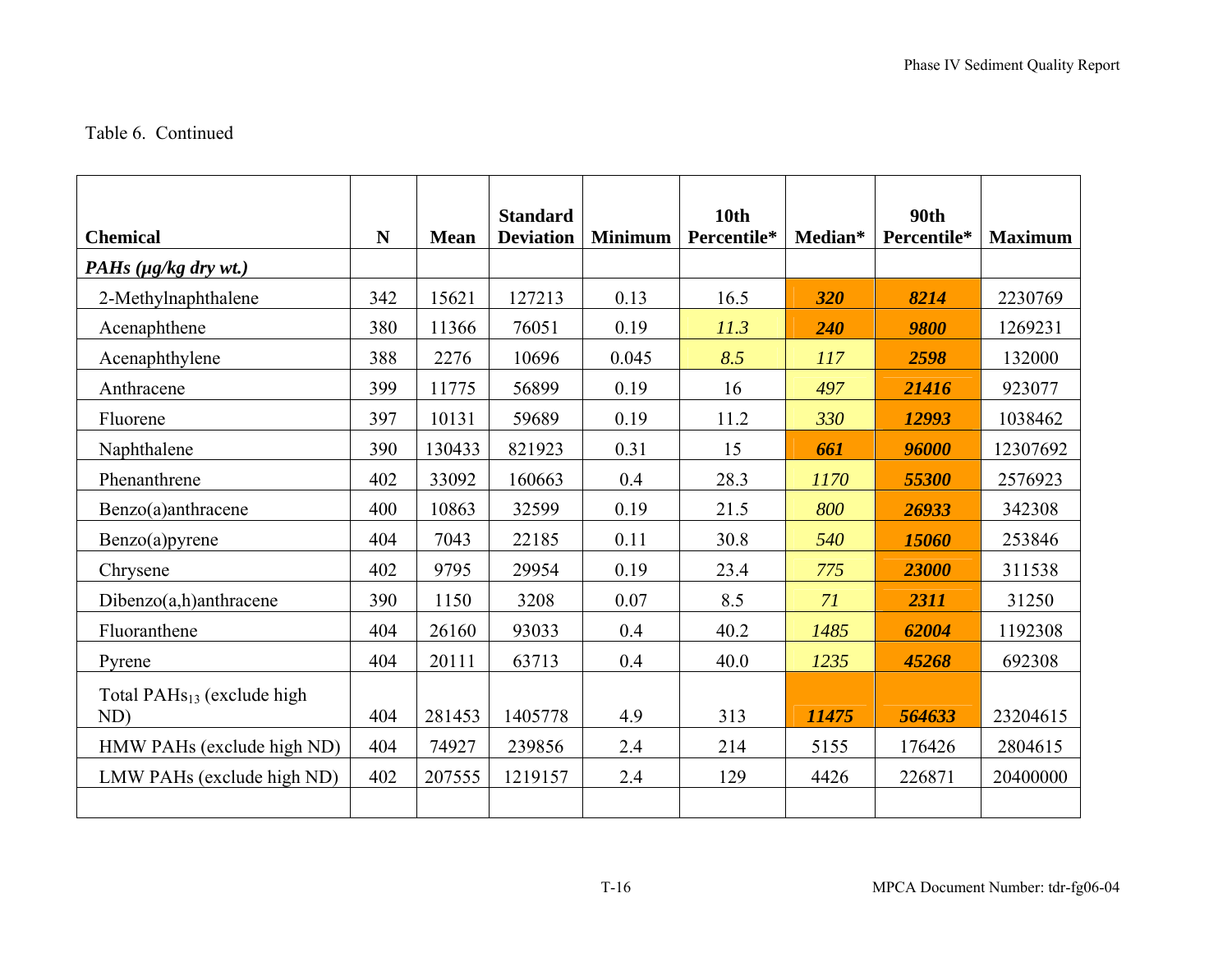Table 6. Continued

| Chemical | N | Mean | Standard Deviation | Minimum | 10th Percentile* | Median* | 90th Percentile* | Maximum |
|---|---|---|---|---|---|---|---|---|
| ***PAHs (µg/kg dry wt.)*** | | | | | | | | |
| 2-Methylnaphthalene | 342 | 15621 | 127213 | 0.13 | 16.5 | ***320*** | ***8214*** | 2230769 |
| Acenaphthene | 380 | 11366 | 76051 | 0.19 | *11.3* | ***240*** | ***9800*** | 1269231 |
| Acenaphthylene | 388 | 2276 | 10696 | 0.045 | *8.5* | *117* | ***2598*** | 132000 |
| Anthracene | 399 | 11775 | 56899 | 0.19 | 16 | *497* | ***21416*** | 923077 |
| Fluorene | 397 | 10131 | 59689 | 0.19 | 11.2 | *330* | ***12993*** | 1038462 |
| Naphthalene | 390 | 130433 | 821923 | 0.31 | 15 | ***661*** | ***96000*** | 12307692 |
| Phenanthrene | 402 | 33092 | 160663 | 0.4 | 28.3 | *1170* | ***55300*** | 2576923 |
| Benzo(a)anthracene | 400 | 10863 | 32599 | 0.19 | 21.5 | *800* | ***26933*** | 342308 |
| Benzo(a)pyrene | 404 | 7043 | 22185 | 0.11 | 30.8 | *540* | ***15060*** | 253846 |
| Chrysene | 402 | 9795 | 29954 | 0.19 | 23.4 | *775* | ***23000*** | 311538 |
| Dibenzo(a,h)anthracene | 390 | 1150 | 3208 | 0.07 | 8.5 | *71* | ***2311*** | 31250 |
| Fluoranthene | 404 | 26160 | 93033 | 0.4 | 40.2 | *1485* | ***62004*** | 1192308 |
| Pyrene | 404 | 20111 | 63713 | 0.4 | 40.0 | *1235* | ***45268*** | 692308 |
| Total $PAHs_{13}$ (exclude high ND) | 404 | 281453 | 1405778 | 4.9 | 313 | ***11475*** | ***564633*** | 23204615 |
| HMW PAHs (exclude high ND) | 404 | 74927 | 239856 | 2.4 | 214 | 5155 | 176426 | 2804615 |
| LMW PAHs (exclude high ND) | 402 | 207555 | 1219157 | 2.4 | 129 | 4426 | 226871 | 20400000 |
| | | | | | | | | |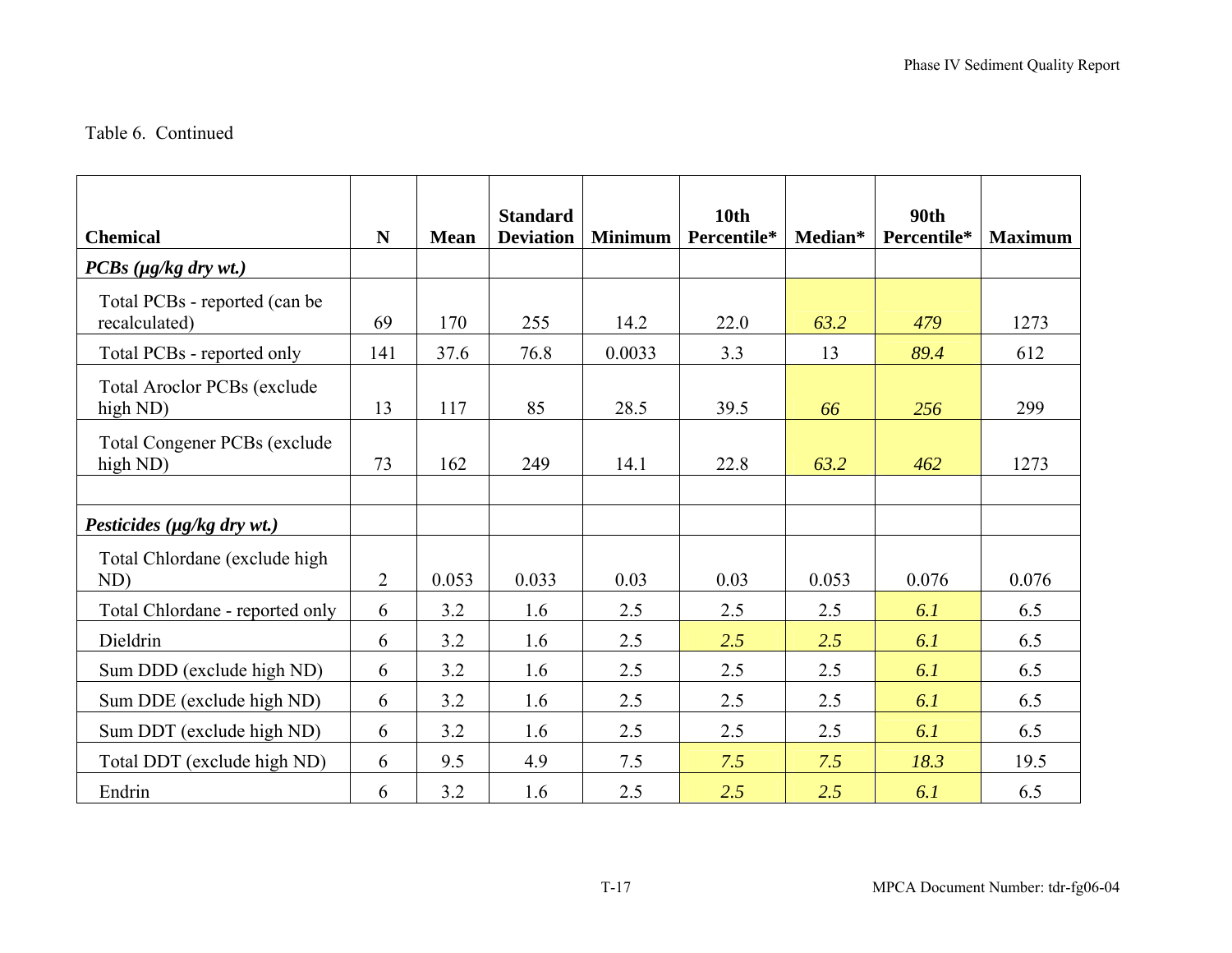Table 6. Continued

| Chemical | N | Mean | Standard Deviation | Minimum | 10th Percentile* | Median* | 90th Percentile* | Maximum |
|---|---|---|---|---|---|---|---|---|
| ***PCBs (µg/kg dry wt.)*** | | | | | | | | |
| Total PCBs - reported (can be recalculated) | 69 | 170 | 255 | 14.2 | 22.0 | *63.2* | *479* | 1273 |
| Total PCBs - reported only | 141 | 37.6 | 76.8 | 0.0033 | 3.3 | 13 | *89.4* | 612 |
| Total Aroclor PCBs (exclude high ND) | 13 | 117 | 85 | 28.5 | 39.5 | *66* | *256* | 299 |
| Total Congener PCBs (exclude high ND) | 73 | 162 | 249 | 14.1 | 22.8 | *63.2* | *462* | 1273 |
| | | | | | | | | |
| ***Pesticides (µg/kg dry wt.)*** | | | | | | | | |
| Total Chlordane (exclude high ND) | 2 | 0.053 | 0.033 | 0.03 | 0.03 | 0.053 | 0.076 | 0.076 |
| Total Chlordane - reported only | 6 | 3.2 | 1.6 | 2.5 | 2.5 | 2.5 | *6.1* | 6.5 |
| Dieldrin | 6 | 3.2 | 1.6 | 2.5 | *2.5* | *2.5* | *6.1* | 6.5 |
| Sum DDD (exclude high ND) | 6 | 3.2 | 1.6 | 2.5 | 2.5 | 2.5 | *6.1* | 6.5 |
| Sum DDE (exclude high ND) | 6 | 3.2 | 1.6 | 2.5 | 2.5 | 2.5 | *6.1* | 6.5 |
| Sum DDT (exclude high ND) | 6 | 3.2 | 1.6 | 2.5 | 2.5 | 2.5 | *6.1* | 6.5 |
| Total DDT (exclude high ND) | 6 | 9.5 | 4.9 | 7.5 | *7.5* | *7.5* | *18.3* | 19.5 |
| Endrin | 6 | 3.2 | 1.6 | 2.5 | *2.5* | *2.5* | *6.1* | 6.5 |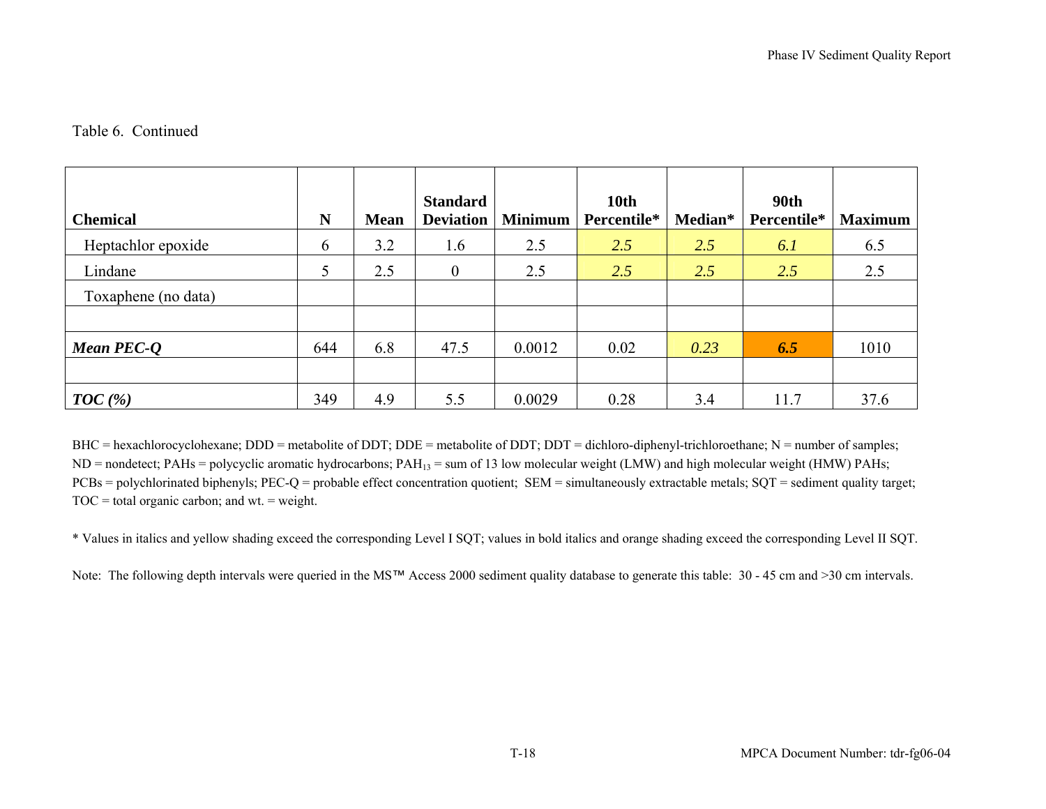Table 6. Continued

| Chemical | N | Mean | Standard Deviation | Minimum | 10th Percentile* | Median* | 90th Percentile* | Maximum |
|---|---|---|---|---|---|---|---|---|
| Heptachlor epoxide | 6 | 3.2 | 1.6 | 2.5 | *2.5* | *2.5* | *6.1* | 6.5 |
| Lindane | 5 | 2.5 | 0 | 2.5 | *2.5* | *2.5* | *2.5* | 2.5 |
| Toxaphene (no data) | | | | | | | | |
| | | | | | | | | |
| ***Mean PEC-Q*** | 644 | 6.8 | 47.5 | 0.0012 | 0.02 | *0.23* | ***6.5*** | 1010 |
| | | | | | | | | |
| ***TOC (%)*** | 349 | 4.9 | 5.5 | 0.0029 | 0.28 | 3.4 | 11.7 | 37.6 |

BHC = hexachlorocyclohexane; DDD = metabolite of DDT; DDE = metabolite of DDT; DDT = dichloro-diphenyl-trichloroethane; N = number of samples; ND = nondetect; PAHs = polycyclic aromatic hydrocarbons; $PAH_{13}$ = sum of 13 low molecular weight (LMW) and high molecular weight (HMW) PAHs; PCBs = polychlorinated biphenyls; PEC-Q = probable effect concentration quotient; SEM = simultaneously extractable metals; SQT = sediment quality target; TOC = total organic carbon; and wt. = weight.

\* Values in italics and yellow shading exceed the corresponding Level I SQT; values in bold italics and orange shading exceed the corresponding Level II SQT.

Note: The following depth intervals were queried in the MS™ Access 2000 sediment quality database to generate this table: 30 - 45 cm and >30 cm intervals.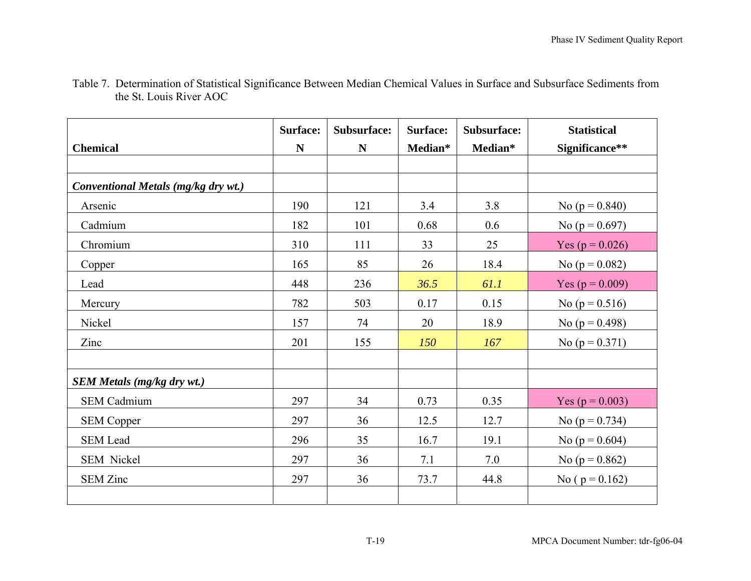Table 7. Determination of Statistical Significance Between Median Chemical Values in Surface and Subsurface Sediments from the St. Louis River AOC

| Chemical | Surface: N | Subsurface: N | Surface: Median* | Subsurface: Median* | Statistical Significance** |
|---|---|---|---|---|---|
| | | | | | |
| ***Conventional Metals (mg/kg dry wt.)*** | | | | | |
| Arsenic | 190 | 121 | 3.4 | 3.8 | No (p = 0.840) |
| Cadmium | 182 | 101 | 0.68 | 0.6 | No (p = 0.697) |
| Chromium | 310 | 111 | 33 | 25 | Yes (p = 0.026) |
| Copper | 165 | 85 | 26 | 18.4 | No (p = 0.082) |
| Lead | 448 | 236 | *36.5* | *61.1* | Yes (p = 0.009) |
| Mercury | 782 | 503 | 0.17 | 0.15 | No (p = 0.516) |
| Nickel | 157 | 74 | 20 | 18.9 | No (p = 0.498) |
| Zinc | 201 | 155 | *150* | *167* | No (p = 0.371) |
| | | | | | |
| ***SEM Metals (mg/kg dry wt.)*** | | | | | |
| SEM Cadmium | 297 | 34 | 0.73 | 0.35 | Yes (p = 0.003) |
| SEM Copper | 297 | 36 | 12.5 | 12.7 | No (p = 0.734) |
| SEM Lead | 296 | 35 | 16.7 | 19.1 | No (p = 0.604) |
| SEM Nickel | 297 | 36 | 7.1 | 7.0 | No (p = 0.862) |
| SEM Zinc | 297 | 36 | 73.7 | 44.8 | No ( p = 0.162) |
| | | | | | |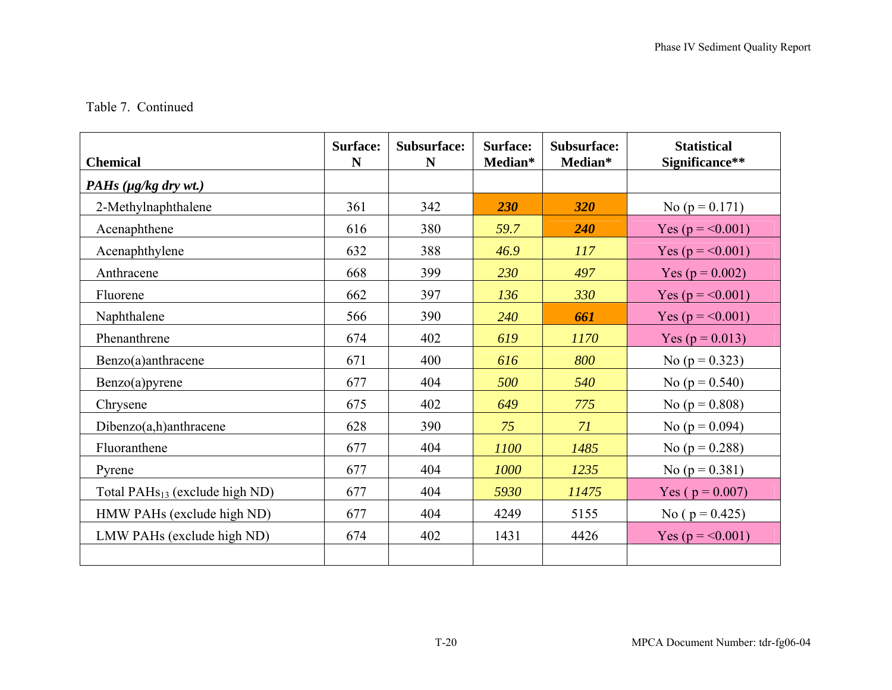Table 7. Continued

| Chemical | Surface: N | Subsurface: N | Surface: Median* | Subsurface: Median* | Statistical Significance** |
|---|---|---|---|---|---|
| ***PAHs (µg/kg dry wt.)*** | | | | | |
| 2-Methylnaphthalene | 361 | 342 | ***230*** | ***320*** | No (p = 0.171) |
| Acenaphthene | 616 | 380 | *59.7* | ***240*** | Yes (p = <0.001) |
| Acenaphthylene | 632 | 388 | *46.9* | *117* | Yes (p = <0.001) |
| Anthracene | 668 | 399 | *230* | *497* | Yes (p = 0.002) |
| Fluorene | 662 | 397 | *136* | *330* | Yes (p = <0.001) |
| Naphthalene | 566 | 390 | *240* | ***661*** | Yes (p = <0.001) |
| Phenanthrene | 674 | 402 | *619* | *1170* | Yes (p = 0.013) |
| Benzo(a)anthracene | 671 | 400 | *616* | *800* | No (p = 0.323) |
| Benzo(a)pyrene | 677 | 404 | *500* | *540* | No (p = 0.540) |
| Chrysene | 675 | 402 | *649* | *775* | No (p = 0.808) |
| Dibenzo(a,h)anthracene | 628 | 390 | *75* | *71* | No (p = 0.094) |
| Fluoranthene | 677 | 404 | *1100* | *1485* | No (p = 0.288) |
| Pyrene | 677 | 404 | *1000* | *1235* | No (p = 0.381) |
| Total $PAHs_{13}$ (exclude high ND) | 677 | 404 | *5930* | *11475* | Yes ( p = 0.007) |
| HMW PAHs (exclude high ND) | 677 | 404 | 4249 | 5155 | No ( p = 0.425) |
| LMW PAHs (exclude high ND) | 674 | 402 | 1431 | 4426 | Yes (p = <0.001) |
| | | | | | |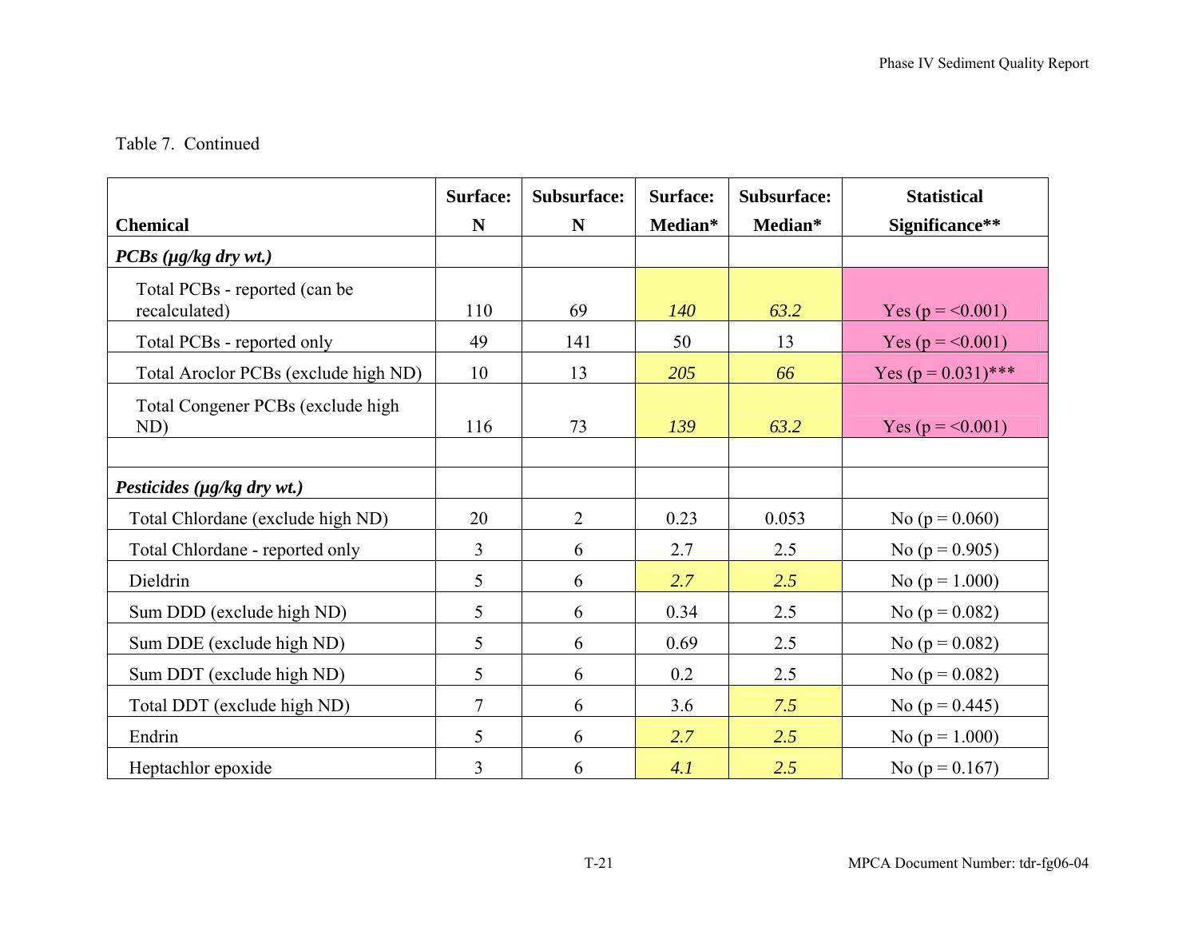Table 7. Continued

| Chemical | Surface: N | Subsurface: N | Surface: Median* | Subsurface: Median* | Statistical Significance** |
|---|---|---|---|---|---|
| ***PCBs (μg/kg dry wt.)*** | | | | | |
| Total PCBs - reported (can be recalculated) | 110 | 69 | *140* | *63.2* | Yes (p = <0.001) |
| Total PCBs - reported only | 49 | 141 | 50 | 13 | Yes (p = <0.001) |
| Total Aroclor PCBs (exclude high ND) | 10 | 13 | *205* | *66* | Yes (p = 0.031)*** |
| Total Congener PCBs (exclude high ND) | 116 | 73 | *139* | *63.2* | Yes (p = <0.001) |
| | | | | | |
| ***Pesticides (μg/kg dry wt.)*** | | | | | |
| Total Chlordane (exclude high ND) | 20 | 2 | 0.23 | 0.053 | No (p = 0.060) |
| Total Chlordane - reported only | 3 | 6 | 2.7 | 2.5 | No (p = 0.905) |
| Dieldrin | 5 | 6 | *2.7* | *2.5* | No (p = 1.000) |
| Sum DDD (exclude high ND) | 5 | 6 | 0.34 | 2.5 | No (p = 0.082) |
| Sum DDE (exclude high ND) | 5 | 6 | 0.69 | 2.5 | No (p = 0.082) |
| Sum DDT (exclude high ND) | 5 | 6 | 0.2 | 2.5 | No (p = 0.082) |
| Total DDT (exclude high ND) | 7 | 6 | 3.6 | *7.5* | No (p = 0.445) |
| Endrin | 5 | 6 | *2.7* | *2.5* | No (p = 1.000) |
| Heptachlor epoxide | 3 | 6 | *4.1* | *2.5* | No (p = 0.167) |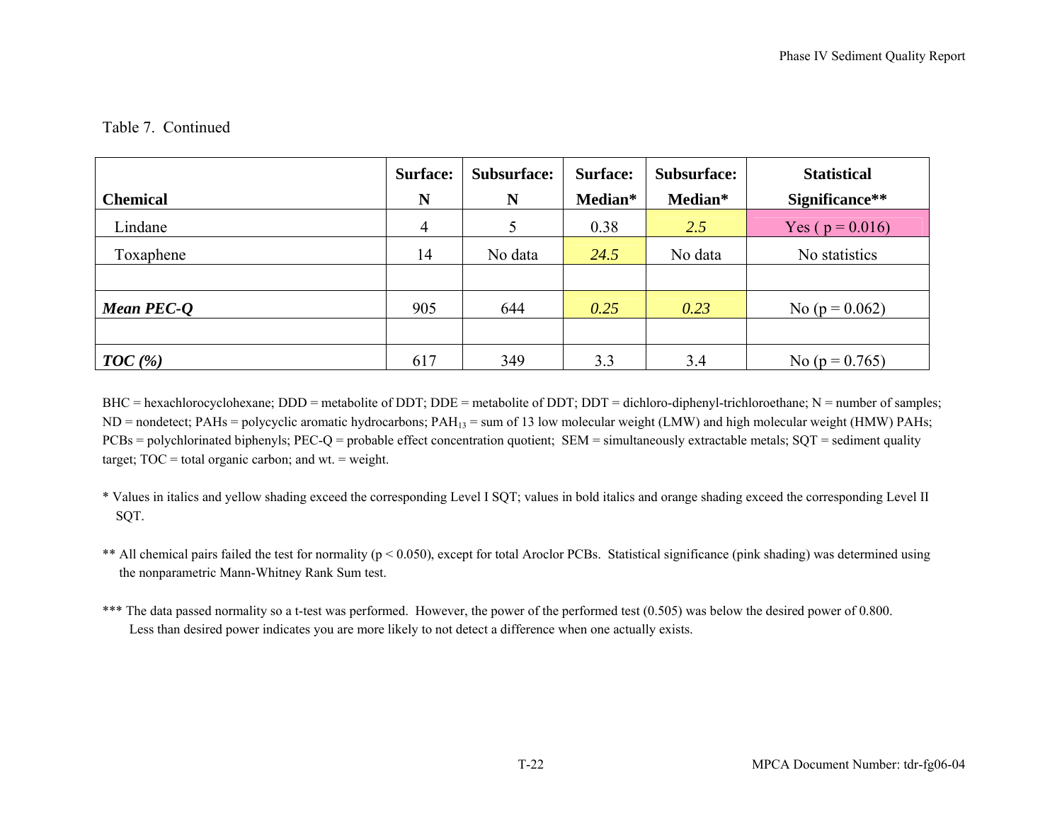Table 7. Continued

| Chemical | Surface: N | Subsurface: N | Surface: Median* | Subsurface: Median* | Statistical Significance** |
|---|---|---|---|---|---|
| Lindane | 4 | 5 | 0.38 | *2.5* | Yes ( p = 0.016) |
| Toxaphene | 14 | No data | *24.5* | No data | No statistics |
| | | | | | |
| ***Mean PEC-Q*** | 905 | 644 | *0.25* | *0.23* | No (p = 0.062) |
| | | | | | |
| ***TOC (%)*** | 617 | 349 | 3.3 | 3.4 | No (p = 0.765) |

BHC = hexachlorocyclohexane; DDD = metabolite of DDT; DDE = metabolite of DDT; DDT = dichloro-diphenyl-trichloroethane; N = number of samples; ND = nondetect; PAHs = polycyclic aromatic hydrocarbons; $PAH_{13}$ = sum of 13 low molecular weight (LMW) and high molecular weight (HMW) PAHs; PCBs = polychlorinated biphenyls; PEC-Q = probable effect concentration quotient; SEM = simultaneously extractable metals; SQT = sediment quality target; TOC = total organic carbon; and wt. = weight.

* Values in italics and yellow shading exceed the corresponding Level I SQT; values in bold italics and orange shading exceed the corresponding Level II SQT.

** All chemical pairs failed the test for normality ($p < 0.050$), except for total Aroclor PCBs. Statistical significance (pink shading) was determined using the nonparametric Mann-Whitney Rank Sum test.

*** The data passed normality so a t-test was performed. However, the power of the performed test (0.505) was below the desired power of 0.800. Less than desired power indicates you are more likely to not detect a difference when one actually exists.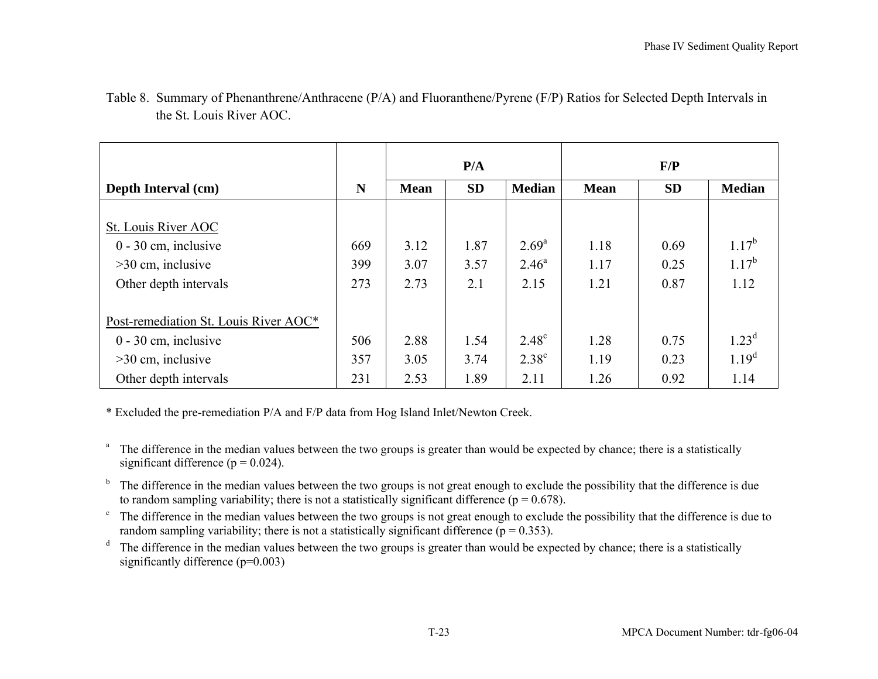Table 8. Summary of Phenanthrene/Anthracene (P/A) and Fluoranthene/Pyrene (F/P) Ratios for Selected Depth Intervals in the St. Louis River AOC.

| Depth Interval (cm) | N | P/A | | | F/P | | |
|---|---|---|---|---|---|---|---|
| | | Mean | SD | Median | Mean | SD | Median |
| St. Louis River AOC | | | | | | | |
| 0 - 30 cm, inclusive | 669 | 3.12 | 1.87 | 2.69[a] | 1.18 | 0.69 | 1.17[b] |
| >30 cm, inclusive | 399 | 3.07 | 3.57 | 2.46[a] | 1.17 | 0.25 | 1.17[b] |
| Other depth intervals | 273 | 2.73 | 2.1 | 2.15 | 1.21 | 0.87 | 1.12 |
| Post-remediation St. Louis River AOC* | | | | | | | |
| 0 - 30 cm, inclusive | 506 | 2.88 | 1.54 | 2.48[c] | 1.28 | 0.75 | 1.23[d] |
| >30 cm, inclusive | 357 | 3.05 | 3.74 | 2.38[c] | 1.19 | 0.23 | 1.19[d] |
| Other depth intervals | 231 | 2.53 | 1.89 | 2.11 | 1.26 | 0.92 | 1.14 |

\* Excluded the pre-remediation P/A and F/P data from Hog Island Inlet/Newton Creek.

[a] The difference in the median values between the two groups is greater than would be expected by chance; there is a statistically significant difference ($p = 0.024$).

[b] The difference in the median values between the two groups is not great enough to exclude the possibility that the difference is due to random sampling variability; there is not a statistically significant difference ($p = 0.678$).

[c] The difference in the median values between the two groups is not great enough to exclude the possibility that the difference is due to random sampling variability; there is not a statistically significant difference ($p = 0.353$).

[d] The difference in the median values between the two groups is greater than would be expected by chance; there is a statistically significantly difference ($p=0.003$)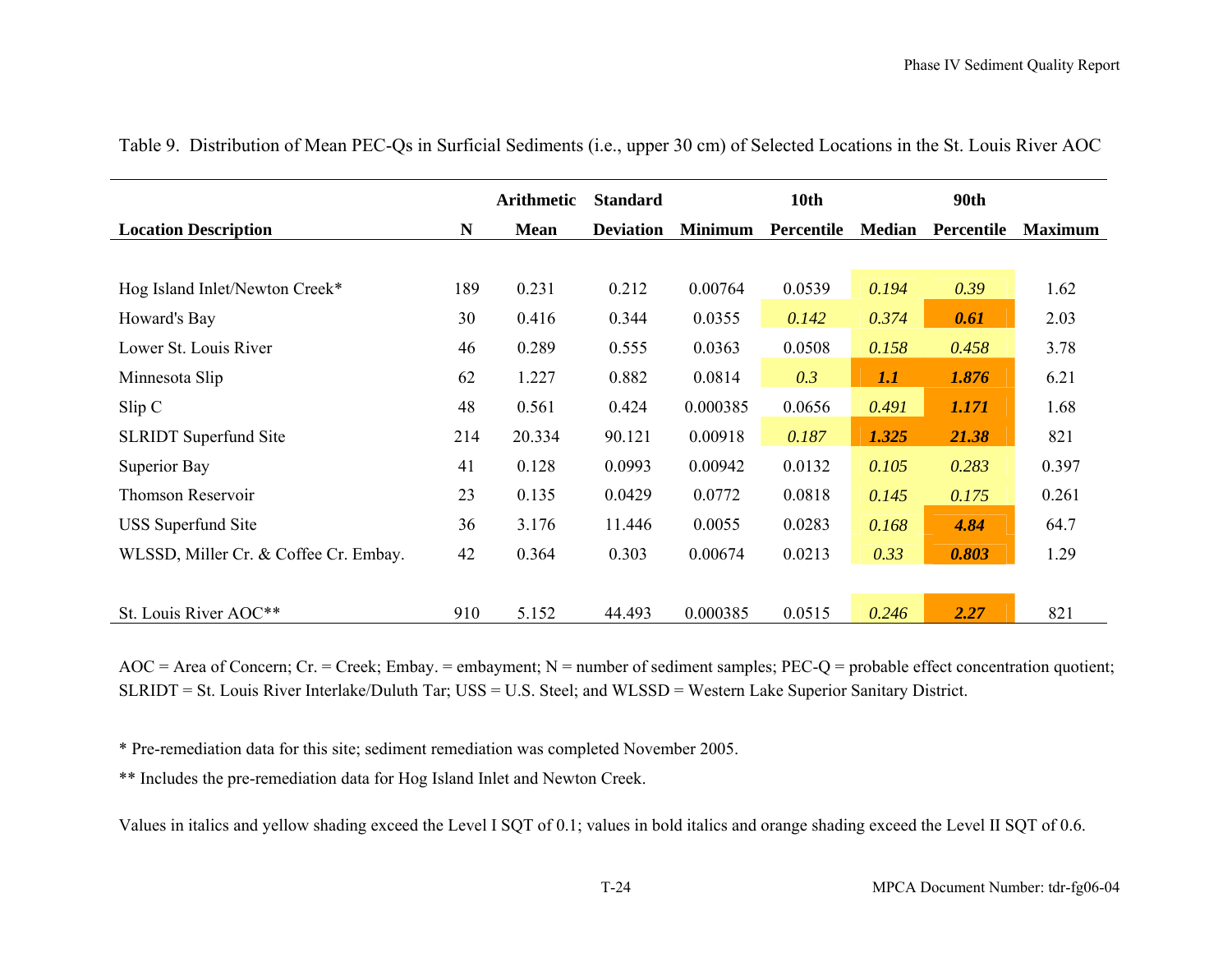Table 9. Distribution of Mean PEC-Qs in Surficial Sediments (i.e., upper 30 cm) of Selected Locations in the St. Louis River AOC

| Location Description | N | Arithmetic Mean | Standard Deviation | Minimum | 10th Percentile | Median | 90th Percentile | Maximum |
|---|---|---|---|---|---|---|---|---|
| Hog Island Inlet/Newton Creek* | 189 | 0.231 | 0.212 | 0.00764 | 0.0539 | *0.194* | *0.39* | 1.62 |
| Howard's Bay | 30 | 0.416 | 0.344 | 0.0355 | *0.142* | *0.374* | ***0.61*** | 2.03 |
| Lower St. Louis River | 46 | 0.289 | 0.555 | 0.0363 | 0.0508 | *0.158* | *0.458* | 3.78 |
| Minnesota Slip | 62 | 1.227 | 0.882 | 0.0814 | *0.3* | ***1.1*** | ***1.876*** | 6.21 |
| Slip C | 48 | 0.561 | 0.424 | 0.000385 | 0.0656 | *0.491* | ***1.171*** | 1.68 |
| SLRIDT Superfund Site | 214 | 20.334 | 90.121 | 0.00918 | *0.187* | ***1.325*** | ***21.38*** | 821 |
| Superior Bay | 41 | 0.128 | 0.0993 | 0.00942 | 0.0132 | *0.105* | *0.283* | 0.397 |
| Thomson Reservoir | 23 | 0.135 | 0.0429 | 0.0772 | 0.0818 | *0.145* | *0.175* | 0.261 |
| USS Superfund Site | 36 | 3.176 | 11.446 | 0.0055 | 0.0283 | *0.168* | ***4.84*** | 64.7 |
| WLSSD, Miller Cr. & Coffee Cr. Embay. | 42 | 0.364 | 0.303 | 0.00674 | 0.0213 | *0.33* | ***0.803*** | 1.29 |
| St. Louis River AOC** | 910 | 5.152 | 44.493 | 0.000385 | 0.0515 | *0.246* | ***2.27*** | 821 |

AOC = Area of Concern; Cr. = Creek; Embay. = embayment; N = number of sediment samples; PEC-Q = probable effect concentration quotient; SLRIDT = St. Louis River Interlake/Duluth Tar; USS = U.S. Steel; and WLSSD = Western Lake Superior Sanitary District.

* Pre-remediation data for this site; sediment remediation was completed November 2005.

** Includes the pre-remediation data for Hog Island Inlet and Newton Creek.

Values in italics and yellow shading exceed the Level I SQT of 0.1; values in bold italics and orange shading exceed the Level II SQT of 0.6.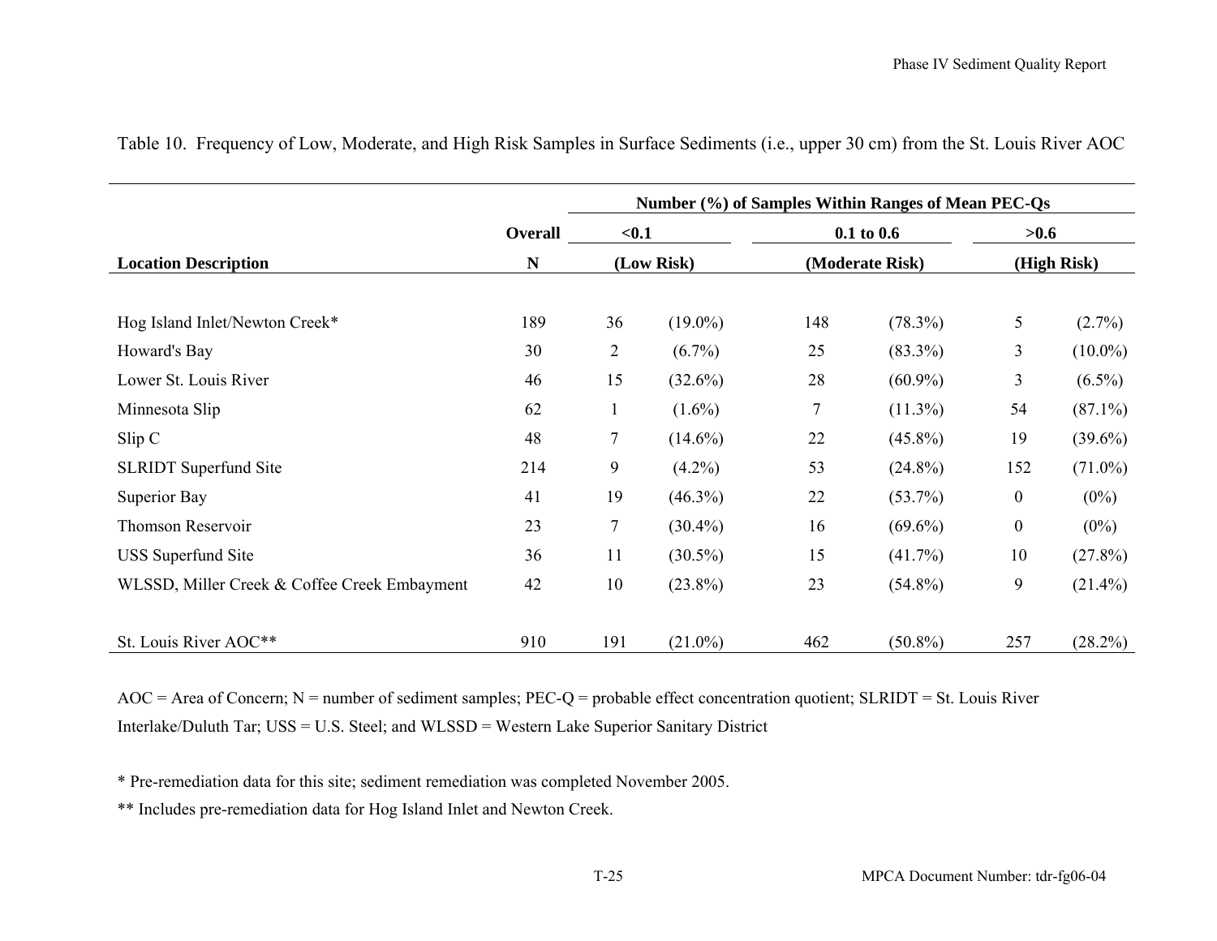Table 10. Frequency of Low, Moderate, and High Risk Samples in Surface Sediments (i.e., upper 30 cm) from the St. Louis River AOC

| | | Number (%) of Samples Within Ranges of Mean PEC-Qs | | | | | |
|---|---|---|---|---|---|---|---|
| | Overall | <0.1 | | 0.1 to 0.6 | | >0.6 | |
| **Location Description** | **N** | **(Low Risk)** | | **(Moderate Risk)** | | **(High Risk)** | |
| Hog Island Inlet/Newton Creek* | 189 | 36 | (19.0%) | 148 | (78.3%) | 5 | (2.7%) |
| Howard's Bay | 30 | 2 | (6.7%) | 25 | (83.3%) | 3 | (10.0%) |
| Lower St. Louis River | 46 | 15 | (32.6%) | 28 | (60.9%) | 3 | (6.5%) |
| Minnesota Slip | 62 | 1 | (1.6%) | 7 | (11.3%) | 54 | (87.1%) |
| Slip C | 48 | 7 | (14.6%) | 22 | (45.8%) | 19 | (39.6%) |
| SLRIDT Superfund Site | 214 | 9 | (4.2%) | 53 | (24.8%) | 152 | (71.0%) |
| Superior Bay | 41 | 19 | (46.3%) | 22 | (53.7%) | 0 | (0%) |
| Thomson Reservoir | 23 | 7 | (30.4%) | 16 | (69.6%) | 0 | (0%) |
| USS Superfund Site | 36 | 11 | (30.5%) | 15 | (41.7%) | 10 | (27.8%) |
| WLSSD, Miller Creek & Coffee Creek Embayment | 42 | 10 | (23.8%) | 23 | (54.8%) | 9 | (21.4%) |
| St. Louis River AOC** | 910 | 191 | (21.0%) | 462 | (50.8%) | 257 | (28.2%) |

AOC = Area of Concern; N = number of sediment samples; PEC-Q = probable effect concentration quotient; SLRIDT = St. Louis River Interlake/Duluth Tar; USS = U.S. Steel; and WLSSD = Western Lake Superior Sanitary District

* Pre-remediation data for this site; sediment remediation was completed November 2005.

** Includes pre-remediation data for Hog Island Inlet and Newton Creek.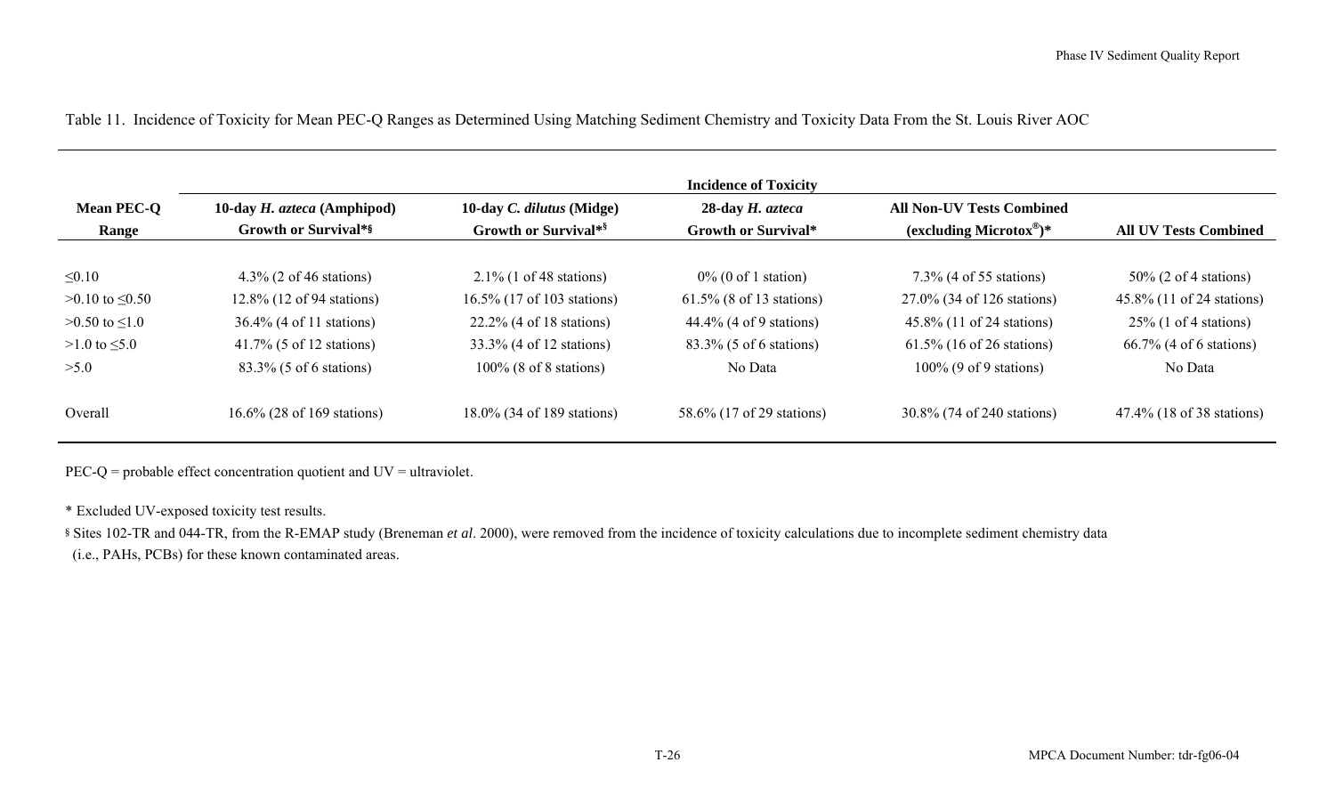Table 11. Incidence of Toxicity for Mean PEC-Q Ranges as Determined Using Matching Sediment Chemistry and Toxicity Data From the St. Louis River AOC

| Mean PEC-Q Range | Incidence of Toxicity | | | | |
|---|---|---|---|---|---|
| | **10-day *H. azteca* (Amphipod) Growth or Survival*§** | **10-day *C. dilutus* (Midge) Growth or Survival*§** | **28-day *H. azteca* Growth or Survival*** | **All Non-UV Tests Combined (excluding Microtox®)*** | **All UV Tests Combined** |
| ≤0.10 | 4.3% (2 of 46 stations) | 2.1% (1 of 48 stations) | 0% (0 of 1 station) | 7.3% (4 of 55 stations) | 50% (2 of 4 stations) |
| >0.10 to ≤0.50 | 12.8% (12 of 94 stations) | 16.5% (17 of 103 stations) | 61.5% (8 of 13 stations) | 27.0% (34 of 126 stations) | 45.8% (11 of 24 stations) |
| >0.50 to ≤1.0 | 36.4% (4 of 11 stations) | 22.2% (4 of 18 stations) | 44.4% (4 of 9 stations) | 45.8% (11 of 24 stations) | 25% (1 of 4 stations) |
| >1.0 to ≤5.0 | 41.7% (5 of 12 stations) | 33.3% (4 of 12 stations) | 83.3% (5 of 6 stations) | 61.5% (16 of 26 stations) | 66.7% (4 of 6 stations) |
| >5.0 | 83.3% (5 of 6 stations) | 100% (8 of 8 stations) | No Data | 100% (9 of 9 stations) | No Data |
| Overall | 16.6% (28 of 169 stations) | 18.0% (34 of 189 stations) | 58.6% (17 of 29 stations) | 30.8% (74 of 240 stations) | 47.4% (18 of 38 stations) |

PEC-Q = probable effect concentration quotient and UV = ultraviolet.

* Excluded UV-exposed toxicity test results.

§ Sites 102-TR and 044-TR, from the R-EMAP study (Breneman *et al*. 2000), were removed from the incidence of toxicity calculations due to incomplete sediment chemistry data (i.e., PAHs, PCBs) for these known contaminated areas.